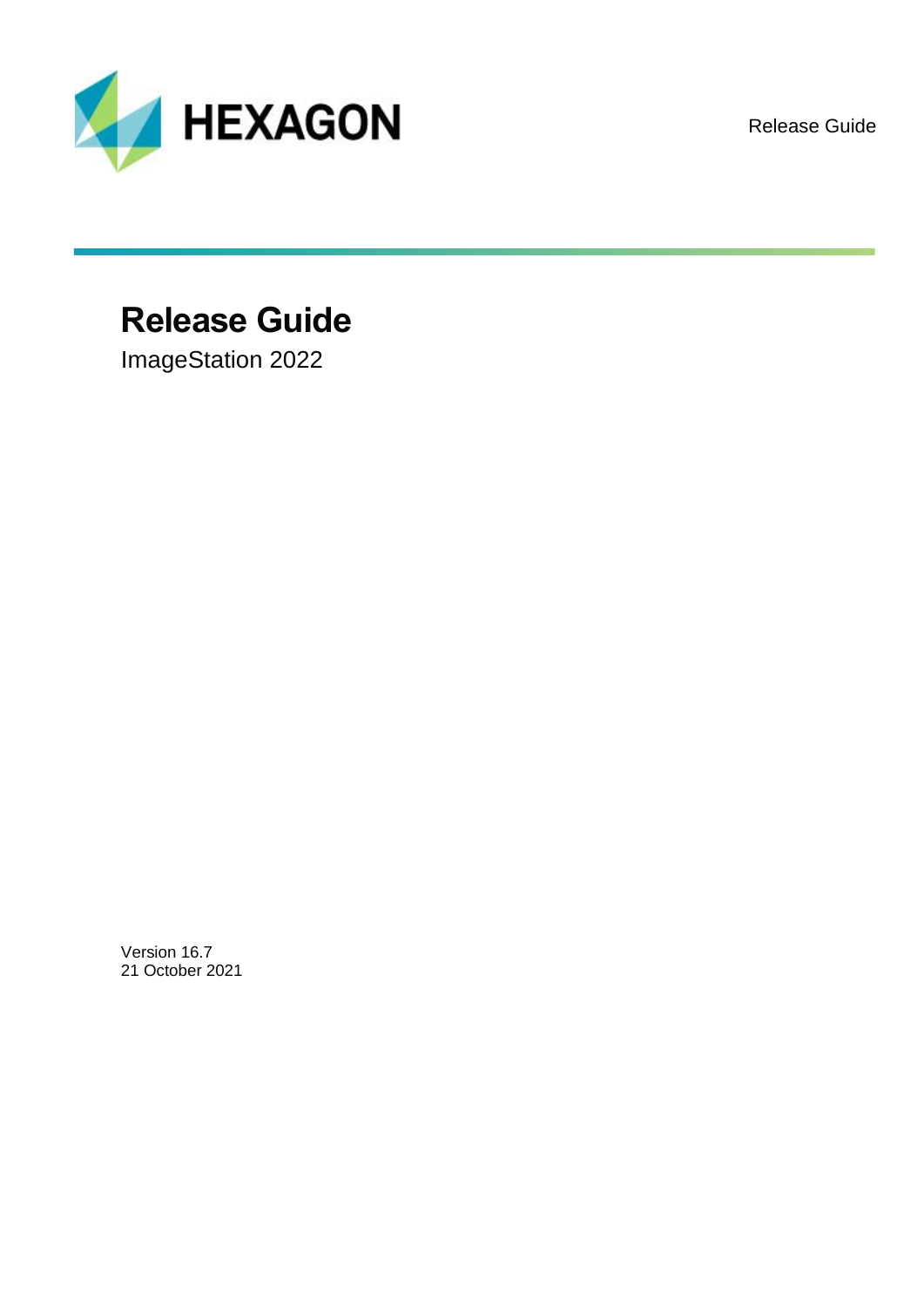HEXAGON

Release Guide

# Release Guide

ImageStation 2022

Version 16.7
21 October 2021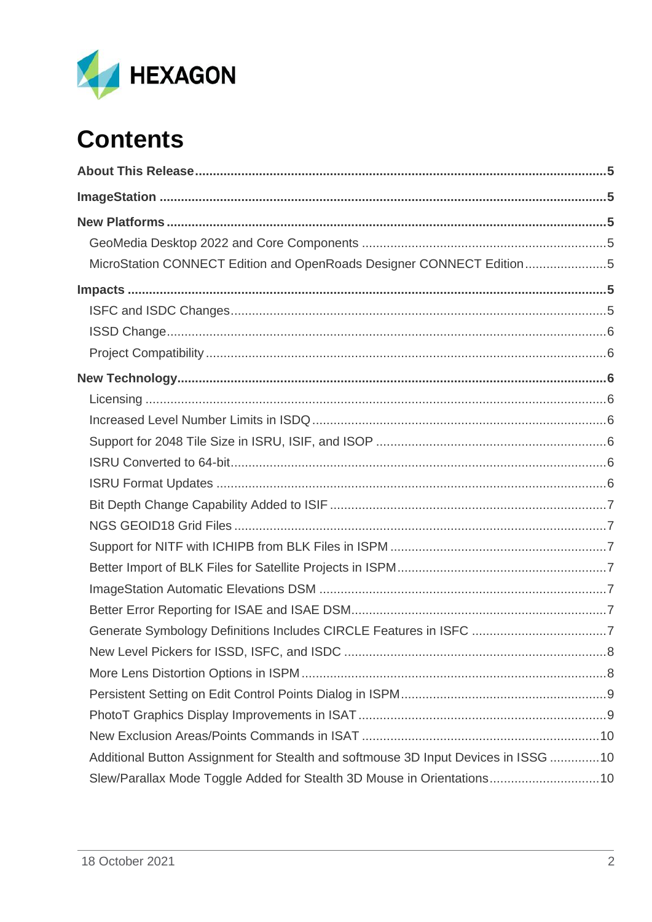# Contents

**About This Release** 5

**ImageStation** 5

**New Platforms** 5

- GeoMedia Desktop 2022 and Core Components 5
- MicroStation CONNECT Edition and OpenRoads Designer CONNECT Edition 5

**Impacts** 5

- ISFC and ISDC Changes 5
- ISSD Change 6
- Project Compatibility 6

**New Technology** 6

- Licensing 6
- Increased Level Number Limits in ISDQ 6
- Support for 2048 Tile Size in ISRU, ISIF, and ISOP 6
- ISRU Converted to 64-bit 6
- ISRU Format Updates 6
- Bit Depth Change Capability Added to ISIF 7
- NGS GEOID18 Grid Files 7
- Support for NITF with ICHIPB from BLK Files in ISPM 7
- Better Import of BLK Files for Satellite Projects in ISPM 7
- ImageStation Automatic Elevations DSM 7
- Better Error Reporting for ISAE and ISAE DSM 7
- Generate Symbology Definitions Includes CIRCLE Features in ISFC 7
- New Level Pickers for ISSD, ISFC, and ISDC 8
- More Lens Distortion Options in ISPM 8
- Persistent Setting on Edit Control Points Dialog in ISPM 9
- PhotoT Graphics Display Improvements in ISAT 9
- New Exclusion Areas/Points Commands in ISAT 10
- Additional Button Assignment for Stealth and softmouse 3D Input Devices in ISSG 10
- Slew/Parallax Mode Toggle Added for Stealth 3D Mouse in Orientations 10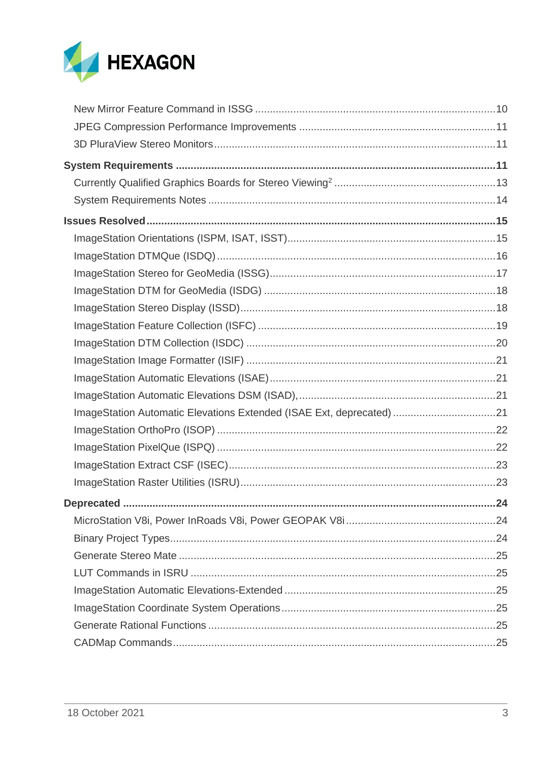New Mirror Feature Command in ISSG ..... 10
JPEG Compression Performance Improvements ..... 11
3D PluraView Stereo Monitors ..... 11

**System Requirements ..... 11**
Currently Qualified Graphics Boards for Stereo Viewing[2] ..... 13
System Requirements Notes ..... 14

**Issues Resolved ..... 15**
ImageStation Orientations (ISPM, ISAT, ISST) ..... 15
ImageStation DTMQue (ISDQ) ..... 16
ImageStation Stereo for GeoMedia (ISSG) ..... 17
ImageStation DTM for GeoMedia (ISDG) ..... 18
ImageStation Stereo Display (ISSD) ..... 18
ImageStation Feature Collection (ISFC) ..... 19
ImageStation DTM Collection (ISDC) ..... 20
ImageStation Image Formatter (ISIF) ..... 21
ImageStation Automatic Elevations (ISAE) ..... 21
ImageStation Automatic Elevations DSM (ISAD), ..... 21
ImageStation Automatic Elevations Extended (ISAE Ext, deprecated) ..... 21
ImageStation OrthoPro (ISOP) ..... 22
ImageStation PixelQue (ISPQ) ..... 22
ImageStation Extract CSF (ISEC) ..... 23
ImageStation Raster Utilities (ISRU) ..... 23

**Deprecated ..... 24**
MicroStation V8i, Power InRoads V8i, Power GEOPAK V8i ..... 24
Binary Project Types ..... 24
Generate Stereo Mate ..... 25
LUT Commands in ISRU ..... 25
ImageStation Automatic Elevations-Extended ..... 25
ImageStation Coordinate System Operations ..... 25
Generate Rational Functions ..... 25
CADMap Commands ..... 25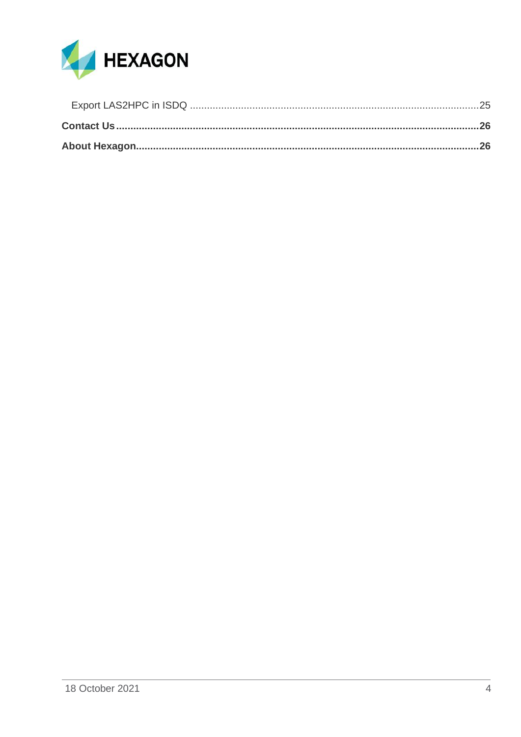Export LAS2HPC in ISDQ ..... 25

**Contact Us ..... 26**

**About Hexagon ..... 26**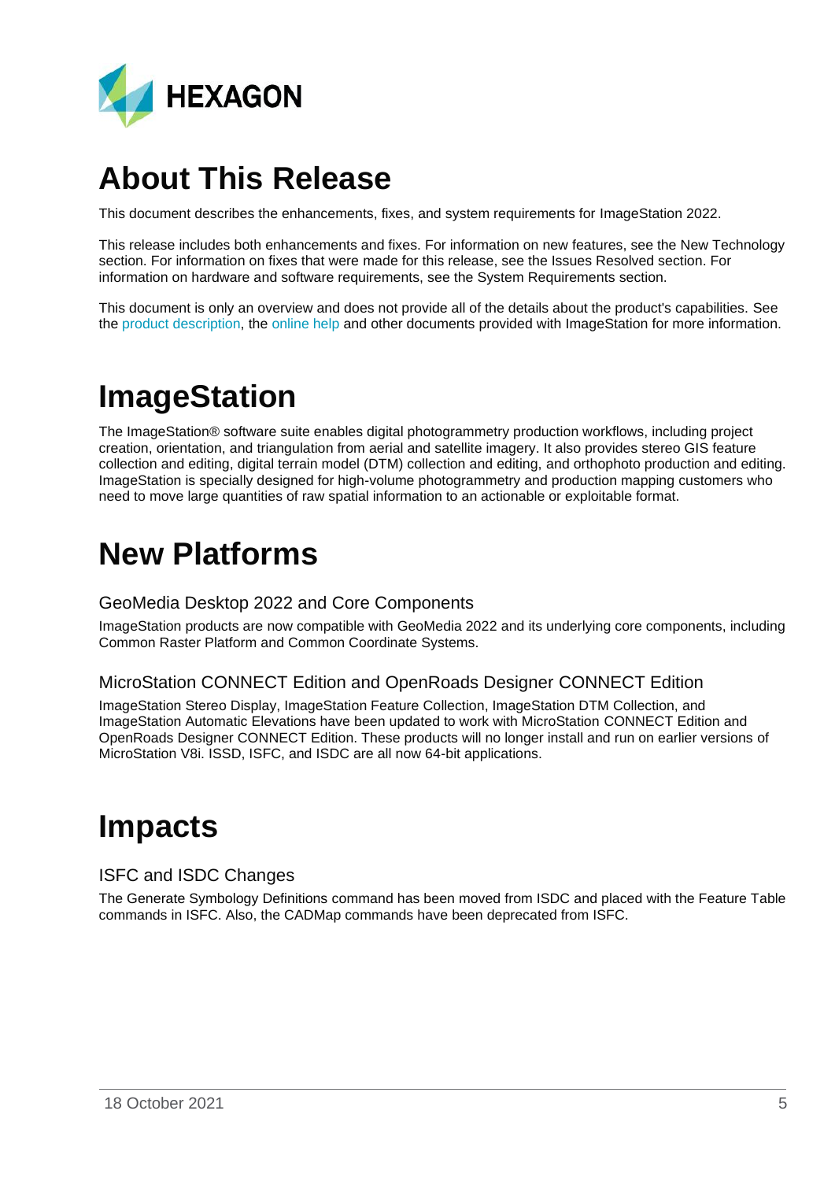# About This Release

This document describes the enhancements, fixes, and system requirements for ImageStation 2022.

This release includes both enhancements and fixes. For information on new features, see the New Technology section. For information on fixes that were made for this release, see the Issues Resolved section. For information on hardware and software requirements, see the System Requirements section.

This document is only an overview and does not provide all of the details about the product's capabilities. See the product description, the online help and other documents provided with ImageStation for more information.

# ImageStation

The ImageStation® software suite enables digital photogrammetry production workflows, including project creation, orientation, and triangulation from aerial and satellite imagery. It also provides stereo GIS feature collection and editing, digital terrain model (DTM) collection and editing, and orthophoto production and editing. ImageStation is specially designed for high-volume photogrammetry and production mapping customers who need to move large quantities of raw spatial information to an actionable or exploitable format.

# New Platforms

## GeoMedia Desktop 2022 and Core Components

ImageStation products are now compatible with GeoMedia 2022 and its underlying core components, including Common Raster Platform and Common Coordinate Systems.

## MicroStation CONNECT Edition and OpenRoads Designer CONNECT Edition

ImageStation Stereo Display, ImageStation Feature Collection, ImageStation DTM Collection, and ImageStation Automatic Elevations have been updated to work with MicroStation CONNECT Edition and OpenRoads Designer CONNECT Edition. These products will no longer install and run on earlier versions of MicroStation V8i. ISSD, ISFC, and ISDC are all now 64-bit applications.

# Impacts

## ISFC and ISDC Changes

The Generate Symbology Definitions command has been moved from ISDC and placed with the Feature Table commands in ISFC. Also, the CADMap commands have been deprecated from ISFC.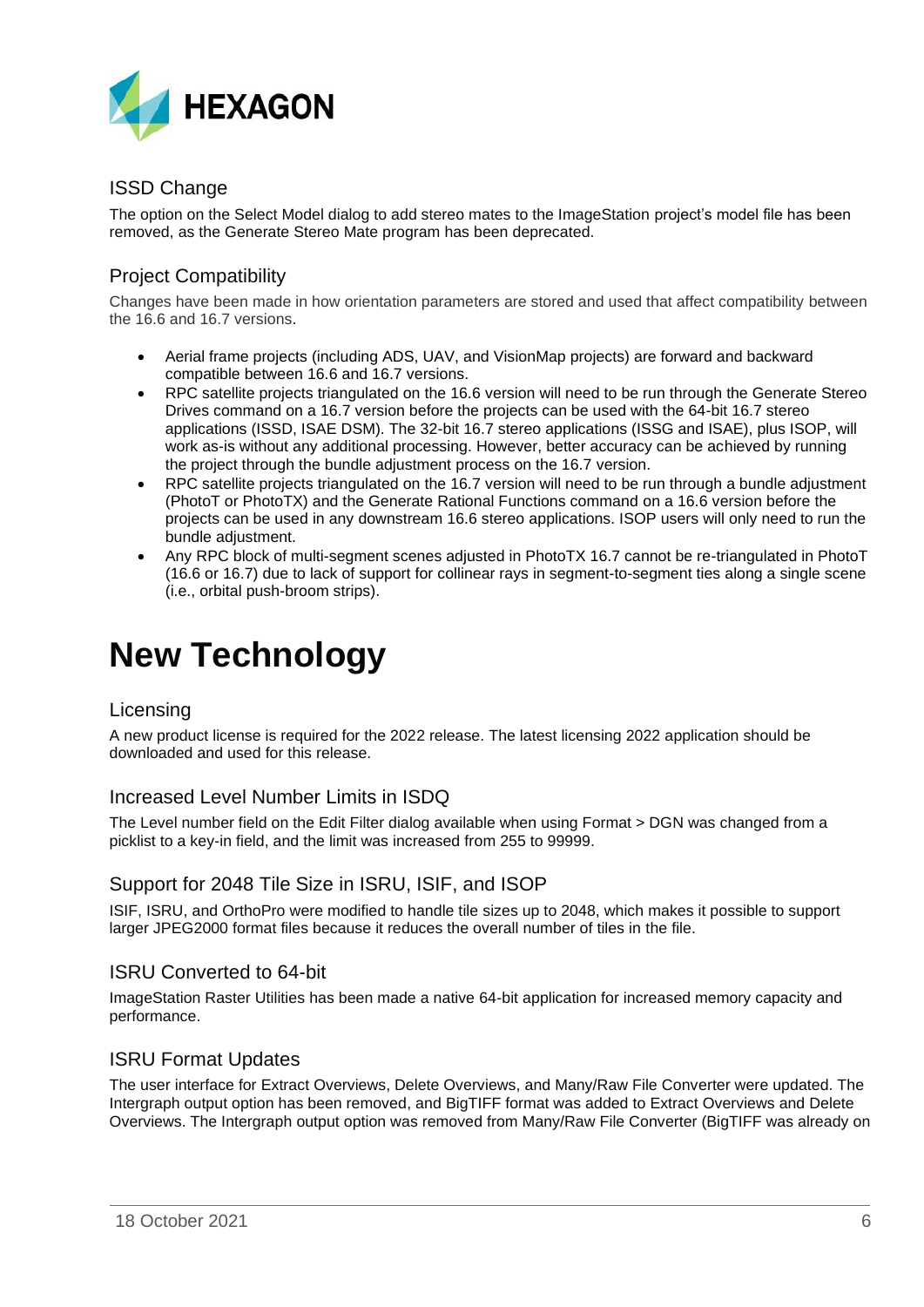## ISSD Change

The option on the Select Model dialog to add stereo mates to the ImageStation project's model file has been removed, as the Generate Stereo Mate program has been deprecated.

## Project Compatibility

Changes have been made in how orientation parameters are stored and used that affect compatibility between the 16.6 and 16.7 versions.

- Aerial frame projects (including ADS, UAV, and VisionMap projects) are forward and backward compatible between 16.6 and 16.7 versions.
- RPC satellite projects triangulated on the 16.6 version will need to be run through the Generate Stereo Drives command on a 16.7 version before the projects can be used with the 64-bit 16.7 stereo applications (ISSD, ISAE DSM). The 32-bit 16.7 stereo applications (ISSG and ISAE), plus ISOP, will work as-is without any additional processing. However, better accuracy can be achieved by running the project through the bundle adjustment process on the 16.7 version.
- RPC satellite projects triangulated on the 16.7 version will need to be run through a bundle adjustment (PhotoT or PhotoTX) and the Generate Rational Functions command on a 16.6 version before the projects can be used in any downstream 16.6 stereo applications. ISOP users will only need to run the bundle adjustment.
- Any RPC block of multi-segment scenes adjusted in PhotoTX 16.7 cannot be re-triangulated in PhotoT (16.6 or 16.7) due to lack of support for collinear rays in segment-to-segment ties along a single scene (i.e., orbital push-broom strips).

# New Technology

## Licensing

A new product license is required for the 2022 release. The latest licensing 2022 application should be downloaded and used for this release.

## Increased Level Number Limits in ISDQ

The Level number field on the Edit Filter dialog available when using Format > DGN was changed from a picklist to a key-in field, and the limit was increased from 255 to 99999.

## Support for 2048 Tile Size in ISRU, ISIF, and ISOP

ISIF, ISRU, and OrthoPro were modified to handle tile sizes up to 2048, which makes it possible to support larger JPEG2000 format files because it reduces the overall number of tiles in the file.

## ISRU Converted to 64-bit

ImageStation Raster Utilities has been made a native 64-bit application for increased memory capacity and performance.

## ISRU Format Updates

The user interface for Extract Overviews, Delete Overviews, and Many/Raw File Converter were updated. The Intergraph output option has been removed, and BigTIFF format was added to Extract Overviews and Delete Overviews. The Intergraph output option was removed from Many/Raw File Converter (BigTIFF was already on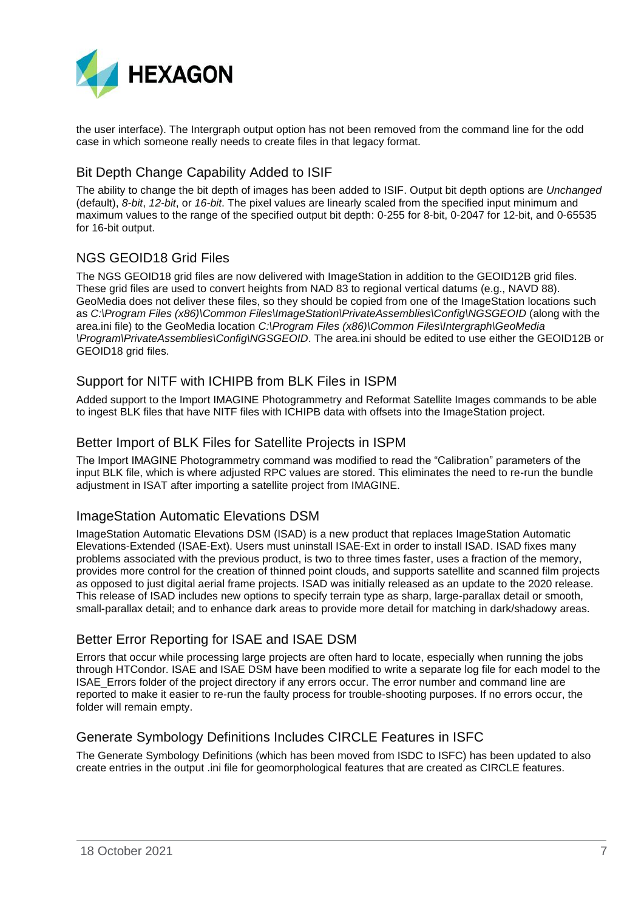the user interface). The Intergraph output option has not been removed from the command line for the odd case in which someone really needs to create files in that legacy format.

## Bit Depth Change Capability Added to ISIF

The ability to change the bit depth of images has been added to ISIF. Output bit depth options are *Unchanged* (default), *8-bit*, *12-bit*, or *16-bit*. The pixel values are linearly scaled from the specified input minimum and maximum values to the range of the specified output bit depth: 0-255 for 8-bit, 0-2047 for 12-bit, and 0-65535 for 16-bit output.

## NGS GEOID18 Grid Files

The NGS GEOID18 grid files are now delivered with ImageStation in addition to the GEOID12B grid files. These grid files are used to convert heights from NAD 83 to regional vertical datums (e.g., NAVD 88). GeoMedia does not deliver these files, so they should be copied from one of the ImageStation locations such as *C:\Program Files (x86)\Common Files\ImageStation\PrivateAssemblies\Config\NGSGEOID* (along with the area.ini file) to the GeoMedia location *C:\Program Files (x86)\Common Files\Intergraph\GeoMedia \Program\PrivateAssemblies\Config\NGSGEOID*. The area.ini should be edited to use either the GEOID12B or GEOID18 grid files.

## Support for NITF with ICHIPB from BLK Files in ISPM

Added support to the Import IMAGINE Photogrammetry and Reformat Satellite Images commands to be able to ingest BLK files that have NITF files with ICHIPB data with offsets into the ImageStation project.

## Better Import of BLK Files for Satellite Projects in ISPM

The Import IMAGINE Photogrammetry command was modified to read the "Calibration" parameters of the input BLK file, which is where adjusted RPC values are stored. This eliminates the need to re-run the bundle adjustment in ISAT after importing a satellite project from IMAGINE.

## ImageStation Automatic Elevations DSM

ImageStation Automatic Elevations DSM (ISAD) is a new product that replaces ImageStation Automatic Elevations-Extended (ISAE-Ext). Users must uninstall ISAE-Ext in order to install ISAD. ISAD fixes many problems associated with the previous product, is two to three times faster, uses a fraction of the memory, provides more control for the creation of thinned point clouds, and supports satellite and scanned film projects as opposed to just digital aerial frame projects. ISAD was initially released as an update to the 2020 release. This release of ISAD includes new options to specify terrain type as sharp, large-parallax detail or smooth, small-parallax detail; and to enhance dark areas to provide more detail for matching in dark/shadowy areas.

## Better Error Reporting for ISAE and ISAE DSM

Errors that occur while processing large projects are often hard to locate, especially when running the jobs through HTCondor. ISAE and ISAE DSM have been modified to write a separate log file for each model to the ISAE_Errors folder of the project directory if any errors occur. The error number and command line are reported to make it easier to re-run the faulty process for trouble-shooting purposes. If no errors occur, the folder will remain empty.

## Generate Symbology Definitions Includes CIRCLE Features in ISFC

The Generate Symbology Definitions (which has been moved from ISDC to ISFC) has been updated to also create entries in the output .ini file for geomorphological features that are created as CIRCLE features.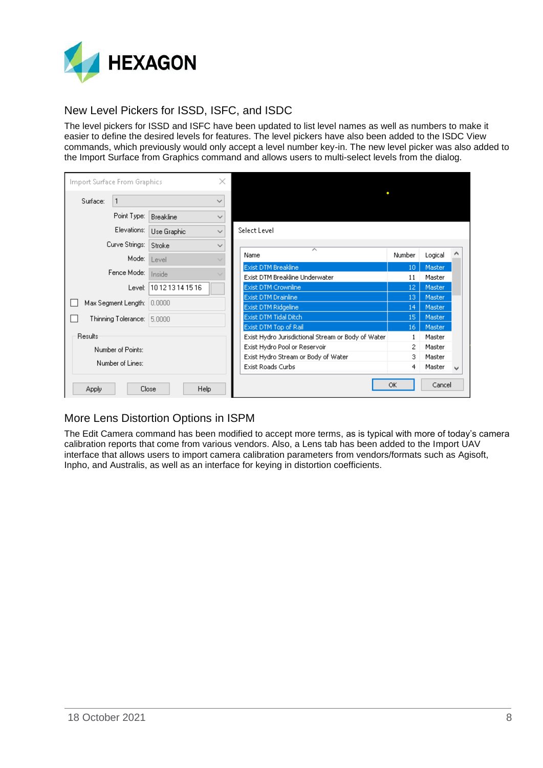## New Level Pickers for ISSD, ISFC, and ISDC

The level pickers for ISSD and ISFC have been updated to list level names as well as numbers to make it easier to define the desired levels for features. The level pickers have also been added to the ISDC View commands, which previously would only accept a level number key-in. The new level picker was also added to the Import Surface from Graphics command and allows users to multi-select levels from the dialog.

## More Lens Distortion Options in ISPM

The Edit Camera command has been modified to accept more terms, as is typical with more of today's camera calibration reports that come from various vendors. Also, a Lens tab has been added to the Import UAV interface that allows users to import camera calibration parameters from vendors/formats such as Agisoft, Inpho, and Australis, as well as an interface for keying in distortion coefficients.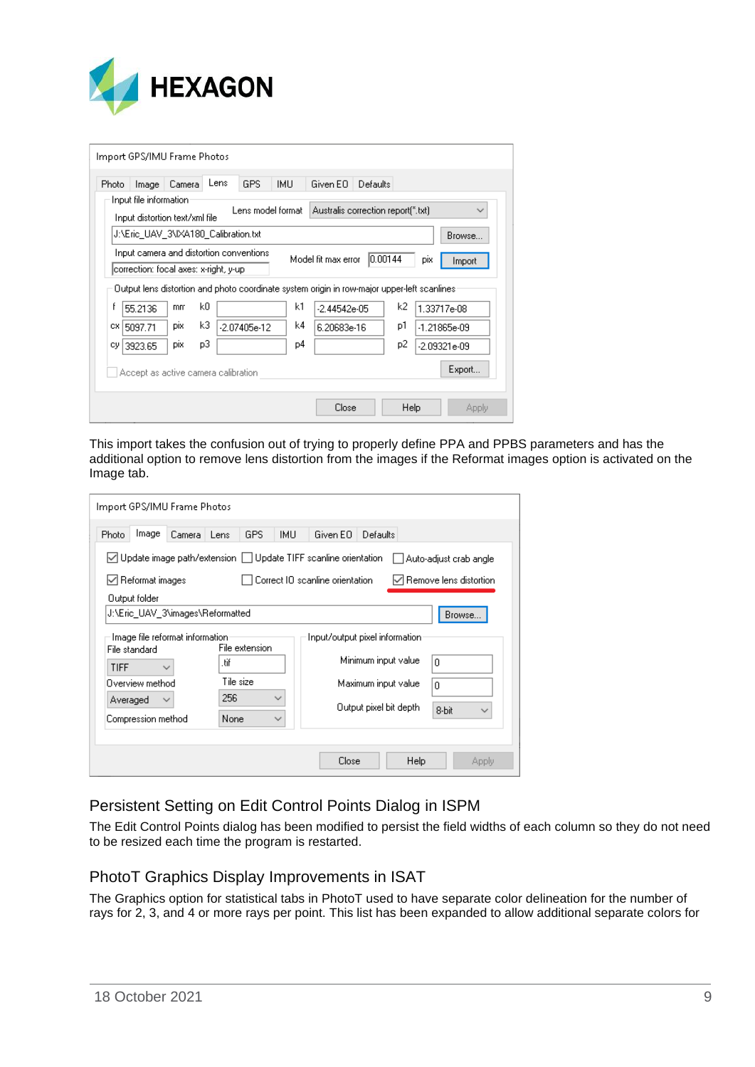This import takes the confusion out of trying to properly define PPA and PPBS parameters and has the additional option to remove lens distortion from the images if the Reformat images option is activated on the Image tab.

## Persistent Setting on Edit Control Points Dialog in ISPM

The Edit Control Points dialog has been modified to persist the field widths of each column so they do not need to be resized each time the program is restarted.

## PhotoT Graphics Display Improvements in ISAT

The Graphics option for statistical tabs in PhotoT used to have separate color delineation for the number of rays for 2, 3, and 4 or more rays per point. This list has been expanded to allow additional separate colors for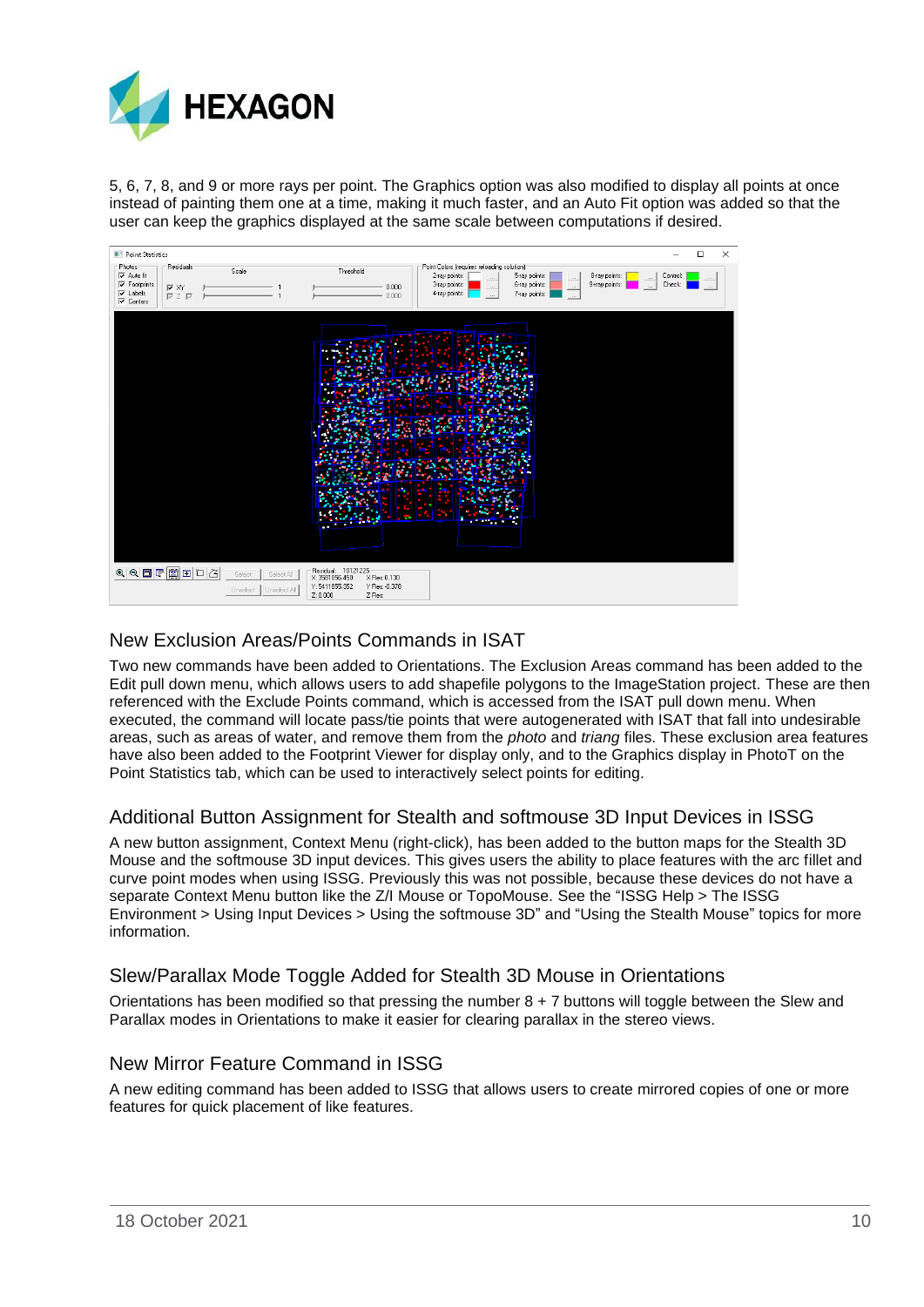5, 6, 7, 8, and 9 or more rays per point. The Graphics option was also modified to display all points at once instead of painting them one at a time, making it much faster, and an Auto Fit option was added so that the user can keep the graphics displayed at the same scale between computations if desired.

## New Exclusion Areas/Points Commands in ISAT

Two new commands have been added to Orientations. The Exclusion Areas command has been added to the Edit pull down menu, which allows users to add shapefile polygons to the ImageStation project. These are then referenced with the Exclude Points command, which is accessed from the ISAT pull down menu. When executed, the command will locate pass/tie points that were autogenerated with ISAT that fall into undesirable areas, such as areas of water, and remove them from the *photo* and *triang* files. These exclusion area features have also been added to the Footprint Viewer for display only, and to the Graphics display in PhotoT on the Point Statistics tab, which can be used to interactively select points for editing.

## Additional Button Assignment for Stealth and softmouse 3D Input Devices in ISSG

A new button assignment, Context Menu (right-click), has been added to the button maps for the Stealth 3D Mouse and the softmouse 3D input devices. This gives users the ability to place features with the arc fillet and curve point modes when using ISSG. Previously this was not possible, because these devices do not have a separate Context Menu button like the Z/I Mouse or TopoMouse. See the “ISSG Help > The ISSG Environment > Using Input Devices > Using the softmouse 3D” and “Using the Stealth Mouse” topics for more information.

## Slew/Parallax Mode Toggle Added for Stealth 3D Mouse in Orientations

Orientations has been modified so that pressing the number 8 + 7 buttons will toggle between the Slew and Parallax modes in Orientations to make it easier for clearing parallax in the stereo views.

## New Mirror Feature Command in ISSG

A new editing command has been added to ISSG that allows users to create mirrored copies of one or more features for quick placement of like features.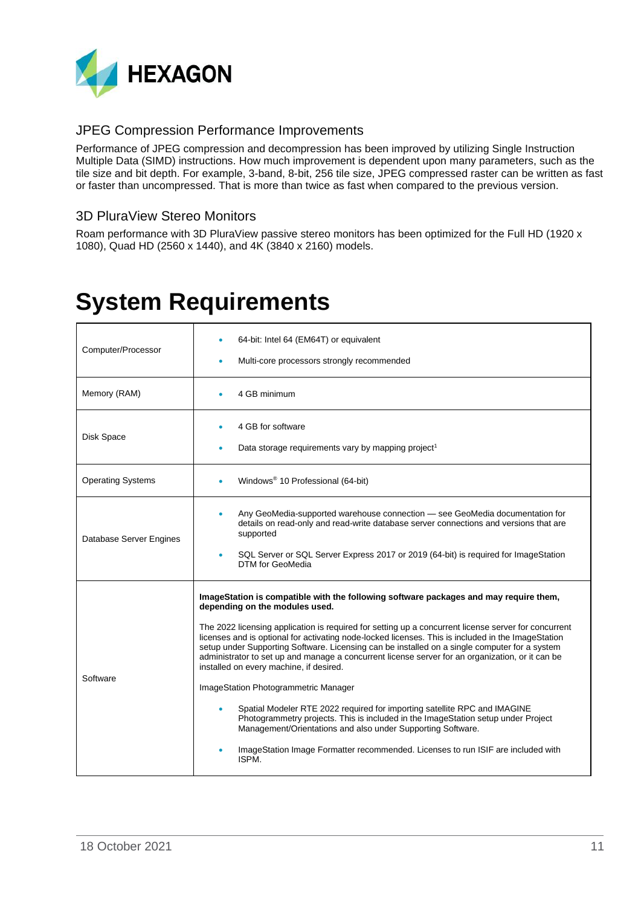### JPEG Compression Performance Improvements

Performance of JPEG compression and decompression has been improved by utilizing Single Instruction Multiple Data (SIMD) instructions. How much improvement is dependent upon many parameters, such as the tile size and bit depth. For example, 3-band, 8-bit, 256 tile size, JPEG compressed raster can be written as fast or faster than uncompressed. That is more than twice as fast when compared to the previous version.

### 3D PluraView Stereo Monitors

Roam performance with 3D PluraView passive stereo monitors has been optimized for the Full HD (1920 x 1080), Quad HD (2560 x 1440), and 4K (3840 x 2160) models.

# System Requirements

| | |
|---|---|
| Computer/Processor | • 64-bit: Intel 64 (EM64T) or equivalent<br>• Multi-core processors strongly recommended |
| Memory (RAM) | • 4 GB minimum |
| Disk Space | • 4 GB for software<br>• Data storage requirements vary by mapping project[1] |
| Operating Systems | • Windows® 10 Professional (64-bit) |
| Database Server Engines | • Any GeoMedia-supported warehouse connection — see GeoMedia documentation for details on read-only and read-write database server connections and versions that are supported<br>• SQL Server or SQL Server Express 2017 or 2019 (64-bit) is required for ImageStation DTM for GeoMedia |
| Software | **ImageStation is compatible with the following software packages and may require them, depending on the modules used.**<br><br>The 2022 licensing application is required for setting up a concurrent license server for concurrent licenses and is optional for activating node-locked licenses. This is included in the ImageStation setup under Supporting Software. Licensing can be installed on a single computer for a system administrator to set up and manage a concurrent license server for an organization, or it can be installed on every machine, if desired.<br><br>ImageStation Photogrammetric Manager<br>• Spatial Modeler RTE 2022 required for importing satellite RPC and IMAGINE Photogrammetry projects. This is included in the ImageStation setup under Project Management/Orientations and also under Supporting Software.<br>• ImageStation Image Formatter recommended. Licenses to run ISIF are included with ISPM. |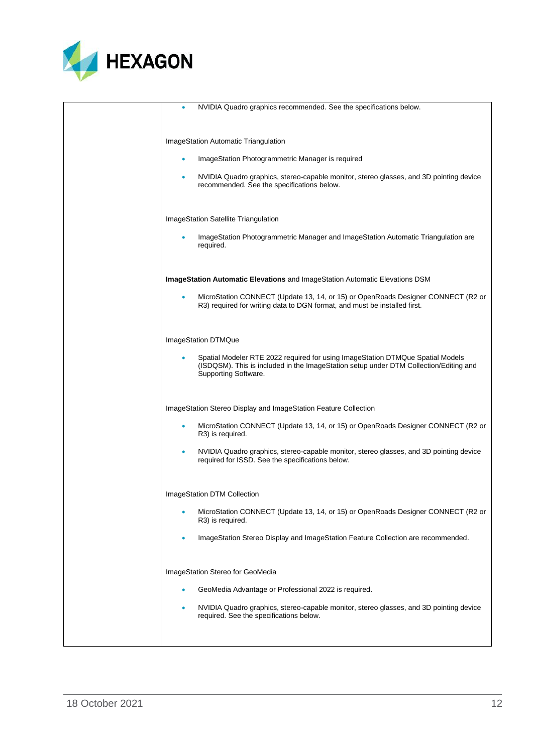| | • NVIDIA Quadro graphics recommended. See the specifications below.<br><br>ImageStation Automatic Triangulation<br><br>• ImageStation Photogrammetric Manager is required<br>• NVIDIA Quadro graphics, stereo-capable monitor, stereo glasses, and 3D pointing device recommended. See the specifications below.<br><br>ImageStation Satellite Triangulation<br><br>• ImageStation Photogrammetric Manager and ImageStation Automatic Triangulation are required.<br><br>**ImageStation Automatic Elevations** and ImageStation Automatic Elevations DSM<br><br>• MicroStation CONNECT (Update 13, 14, or 15) or OpenRoads Designer CONNECT (R2 or R3) required for writing data to DGN format, and must be installed first.<br><br>ImageStation DTMQue<br><br>• Spatial Modeler RTE 2022 required for using ImageStation DTMQue Spatial Models (ISDQSM). This is included in the ImageStation setup under DTM Collection/Editing and Supporting Software.<br><br>ImageStation Stereo Display and ImageStation Feature Collection<br><br>• MicroStation CONNECT (Update 13, 14, or 15) or OpenRoads Designer CONNECT (R2 or R3) is required.<br>• NVIDIA Quadro graphics, stereo-capable monitor, stereo glasses, and 3D pointing device required for ISSD. See the specifications below.<br><br>ImageStation DTM Collection<br><br>• MicroStation CONNECT (Update 13, 14, or 15) or OpenRoads Designer CONNECT (R2 or R3) is required.<br>• ImageStation Stereo Display and ImageStation Feature Collection are recommended.<br><br>ImageStation Stereo for GeoMedia<br><br>• GeoMedia Advantage or Professional 2022 is required.<br>• NVIDIA Quadro graphics, stereo-capable monitor, stereo glasses, and 3D pointing device required. See the specifications below. |
|---|---|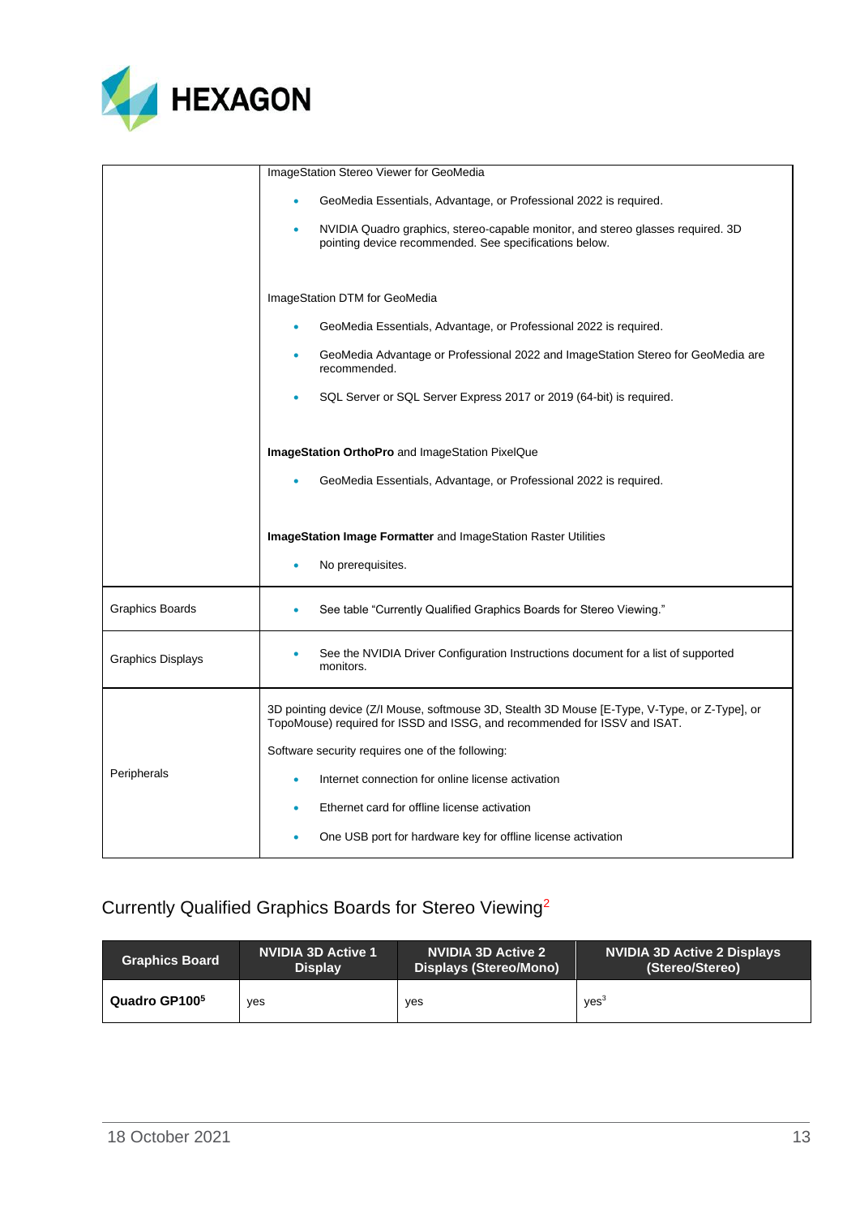| | |
|---|---|
| | ImageStation Stereo Viewer for GeoMedia<br>• GeoMedia Essentials, Advantage, or Professional 2022 is required.<br>• NVIDIA Quadro graphics, stereo-capable monitor, and stereo glasses required. 3D pointing device recommended. See specifications below.<br><br>ImageStation DTM for GeoMedia<br>• GeoMedia Essentials, Advantage, or Professional 2022 is required.<br>• GeoMedia Advantage or Professional 2022 and ImageStation Stereo for GeoMedia are recommended.<br>• SQL Server or SQL Server Express 2017 or 2019 (64-bit) is required.<br><br>**ImageStation OrthoPro** and ImageStation PixelQue<br>• GeoMedia Essentials, Advantage, or Professional 2022 is required.<br><br>**ImageStation Image Formatter** and ImageStation Raster Utilities<br>• No prerequisites. |
| Graphics Boards | • See table "Currently Qualified Graphics Boards for Stereo Viewing." |
| Graphics Displays | • See the NVIDIA Driver Configuration Instructions document for a list of supported monitors. |
| Peripherals | 3D pointing device (Z/I Mouse, softmouse 3D, Stealth 3D Mouse [E-Type, V-Type, or Z-Type], or TopoMouse) required for ISSD and ISSG, and recommended for ISSV and ISAT.<br>Software security requires one of the following:<br>• Internet connection for online license activation<br>• Ethernet card for offline license activation<br>• One USB port for hardware key for offline license activation |

## Currently Qualified Graphics Boards for Stereo Viewing[2]

| Graphics Board | NVIDIA 3D Active 1 Display | NVIDIA 3D Active 2 Displays (Stereo/Mono) | NVIDIA 3D Active 2 Displays (Stereo/Stereo) |
|---|---|---|---|
| **Quadro GP100[5]** | yes | yes | yes[3] |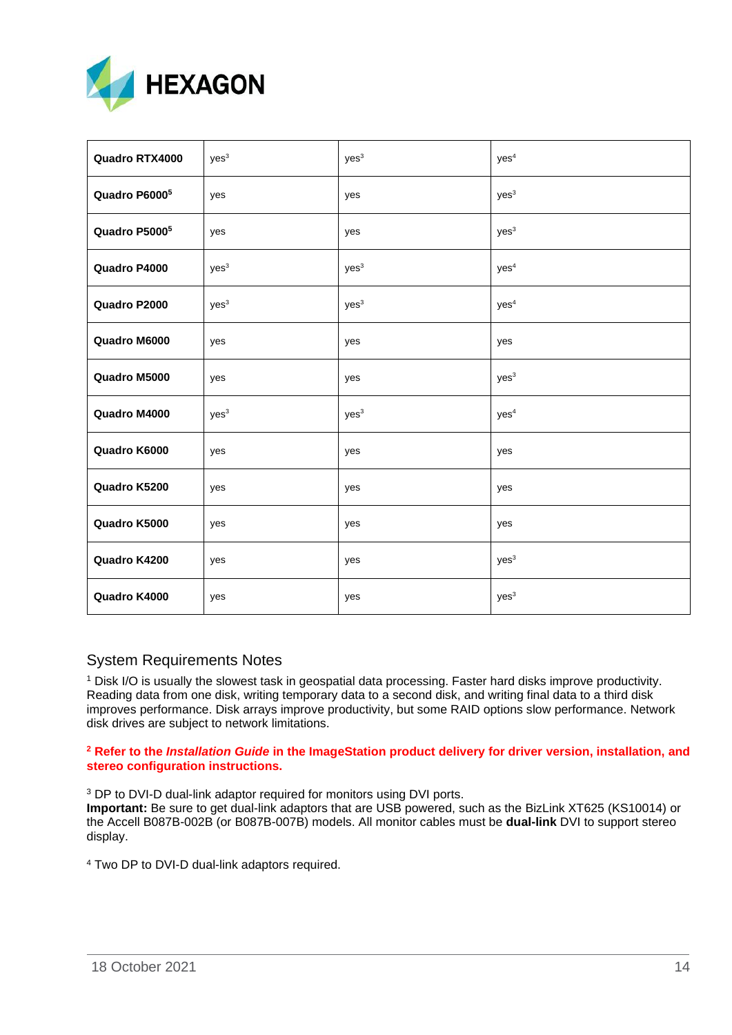| | | | |
|---|---|---|---|
| **Quadro RTX4000** | yes[3] | yes[3] | yes[4] |
| **Quadro P6000[5]** | yes | yes | yes[3] |
| **Quadro P5000[5]** | yes | yes | yes[3] |
| **Quadro P4000** | yes[3] | yes[3] | yes[4] |
| **Quadro P2000** | yes[3] | yes[3] | yes[4] |
| **Quadro M6000** | yes | yes | yes |
| **Quadro M5000** | yes | yes | yes[3] |
| **Quadro M4000** | yes[3] | yes[3] | yes[4] |
| **Quadro K6000** | yes | yes | yes |
| **Quadro K5200** | yes | yes | yes |
| **Quadro K5000** | yes | yes | yes |
| **Quadro K4200** | yes | yes | yes[3] |
| **Quadro K4000** | yes | yes | yes[3] |

## System Requirements Notes

[1] Disk I/O is usually the slowest task in geospatial data processing. Faster hard disks improve productivity. Reading data from one disk, writing temporary data to a second disk, and writing final data to a third disk improves performance. Disk arrays improve productivity, but some RAID options slow performance. Network disk drives are subject to network limitations.

**[2] Refer to the *Installation Guide* in the ImageStation product delivery for driver version, installation, and stereo configuration instructions.**

[3] DP to DVI-D dual-link adaptor required for monitors using DVI ports.
**Important:** Be sure to get dual-link adaptors that are USB powered, such as the BizLink XT625 (KS10014) or the Accell B087B-002B (or B087B-007B) models. All monitor cables must be **dual-link** DVI to support stereo display.

[4] Two DP to DVI-D dual-link adaptors required.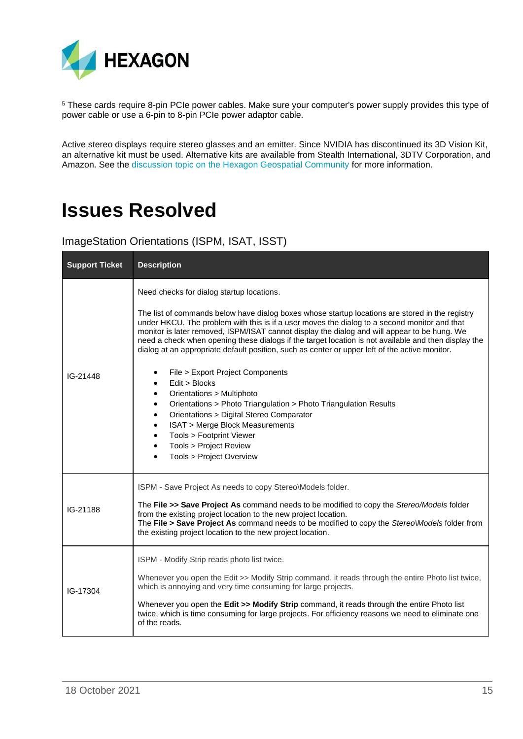[5] These cards require 8-pin PCIe power cables. Make sure your computer's power supply provides this type of power cable or use a 6-pin to 8-pin PCIe power adaptor cable.

Active stereo displays require stereo glasses and an emitter. Since NVIDIA has discontinued its 3D Vision Kit, an alternative kit must be used. Alternative kits are available from Stealth International, 3DTV Corporation, and Amazon. See the discussion topic on the Hexagon Geospatial Community for more information.

# Issues Resolved

## ImageStation Orientations (ISPM, ISAT, ISST)

| Support Ticket | Description |
|---|---|
| IG-21448 | Need checks for dialog startup locations.<br><br>The list of commands below have dialog boxes whose startup locations are stored in the registry under HKCU. The problem with this is if a user moves the dialog to a second monitor and that monitor is later removed, ISPM/ISAT cannot display the dialog and will appear to be hung. We need a check when opening these dialogs if the target location is not available and then display the dialog at an appropriate default position, such as center or upper left of the active monitor.<br><br>• File > Export Project Components<br>• Edit > Blocks<br>• Orientations > Multiphoto<br>• Orientations > Photo Triangulation > Photo Triangulation Results<br>• Orientations > Digital Stereo Comparator<br>• ISAT > Merge Block Measurements<br>• Tools > Footprint Viewer<br>• Tools > Project Review<br>• Tools > Project Overview |
| IG-21188 | ISPM - Save Project As needs to copy Stereo\Models folder.<br><br>The **File >> Save Project As** command needs to be modified to copy the *Stereo/Models* folder from the existing project location to the new project location.<br>The **File > Save Project As** command needs to be modified to copy the *Stereo\Models* folder from the existing project location to the new project location. |
| IG-17304 | ISPM - Modify Strip reads photo list twice.<br><br>Whenever you open the Edit >> Modify Strip command, it reads through the entire Photo list twice, which is annoying and very time consuming for large projects.<br><br>Whenever you open the **Edit >> Modify Strip** command, it reads through the entire Photo list twice, which is time consuming for large projects. For efficiency reasons we need to eliminate one of the reads. |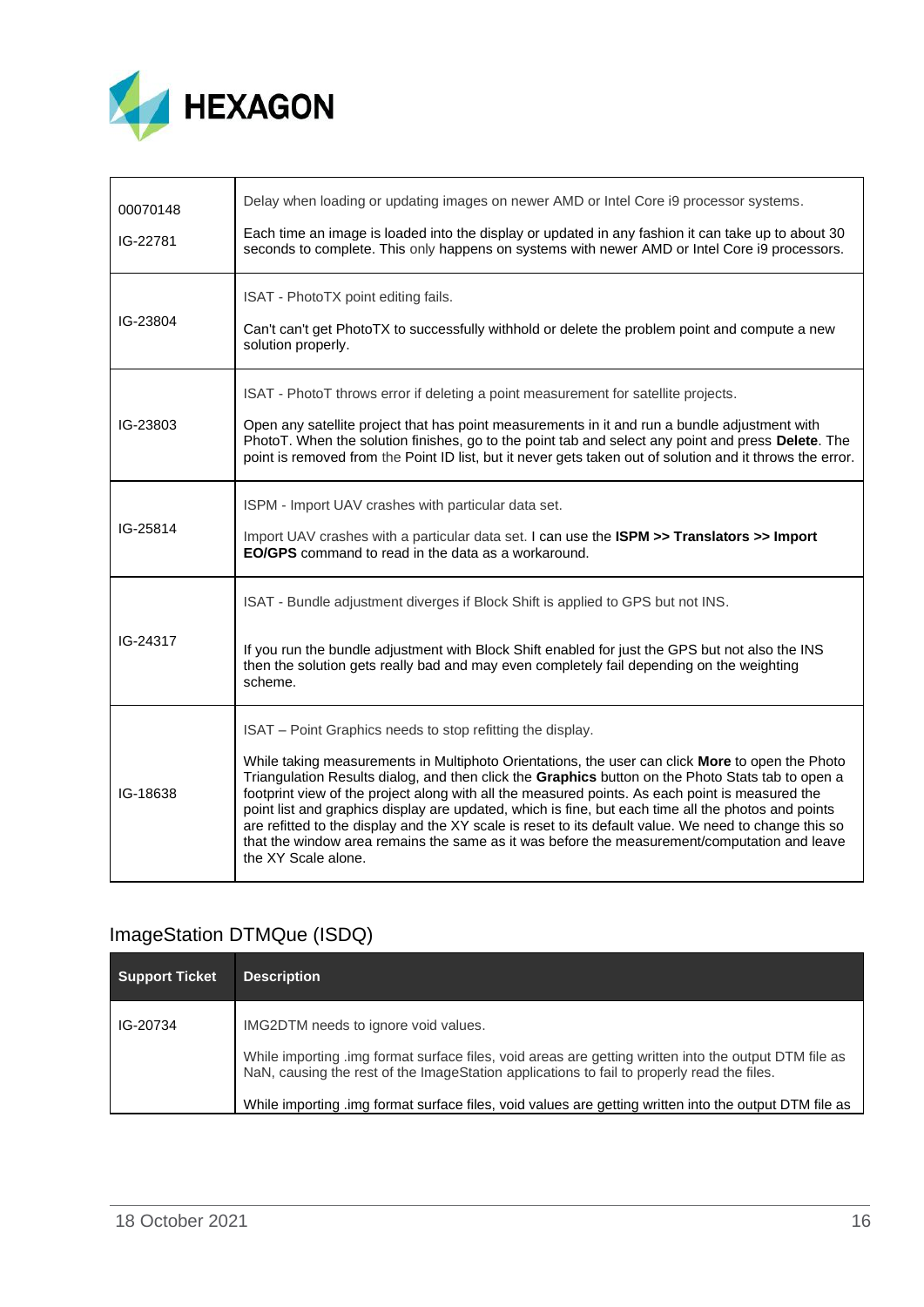| | |
|---|---|
| 00070148<br><br>IG-22781 | Delay when loading or updating images on newer AMD or Intel Core i9 processor systems.<br><br>Each time an image is loaded into the display or updated in any fashion it can take up to about 30 seconds to complete. This only happens on systems with newer AMD or Intel Core i9 processors. |
| IG-23804 | ISAT - PhotoTX point editing fails.<br><br>Can't can't get PhotoTX to successfully withhold or delete the problem point and compute a new solution properly. |
| IG-23803 | ISAT - PhotoT throws error if deleting a point measurement for satellite projects.<br><br>Open any satellite project that has point measurements in it and run a bundle adjustment with PhotoT. When the solution finishes, go to the point tab and select any point and press **Delete**. The point is removed from the Point ID list, but it never gets taken out of solution and it throws the error. |
| IG-25814 | ISPM - Import UAV crashes with particular data set.<br><br>Import UAV crashes with a particular data set. I can use the **ISPM >> Translators >> Import EO/GPS** command to read in the data as a workaround. |
| IG-24317 | ISAT - Bundle adjustment diverges if Block Shift is applied to GPS but not INS.<br><br>If you run the bundle adjustment with Block Shift enabled for just the GPS but not also the INS then the solution gets really bad and may even completely fail depending on the weighting scheme. |
| IG-18638 | ISAT – Point Graphics needs to stop refitting the display.<br><br>While taking measurements in Multiphoto Orientations, the user can click **More** to open the Photo Triangulation Results dialog, and then click the **Graphics** button on the Photo Stats tab to open a footprint view of the project along with all the measured points. As each point is measured the point list and graphics display are updated, which is fine, but each time all the photos and points are refitted to the display and the XY scale is reset to its default value. We need to change this so that the window area remains the same as it was before the measurement/computation and leave the XY Scale alone. |

## ImageStation DTMQue (ISDQ)

| Support Ticket | Description |
|---|---|
| IG-20734 | IMG2DTM needs to ignore void values.<br><br>While importing .img format surface files, void areas are getting written into the output DTM file as NaN, causing the rest of the ImageStation applications to fail to properly read the files.<br><br>While importing .img format surface files, void values are getting written into the output DTM file as |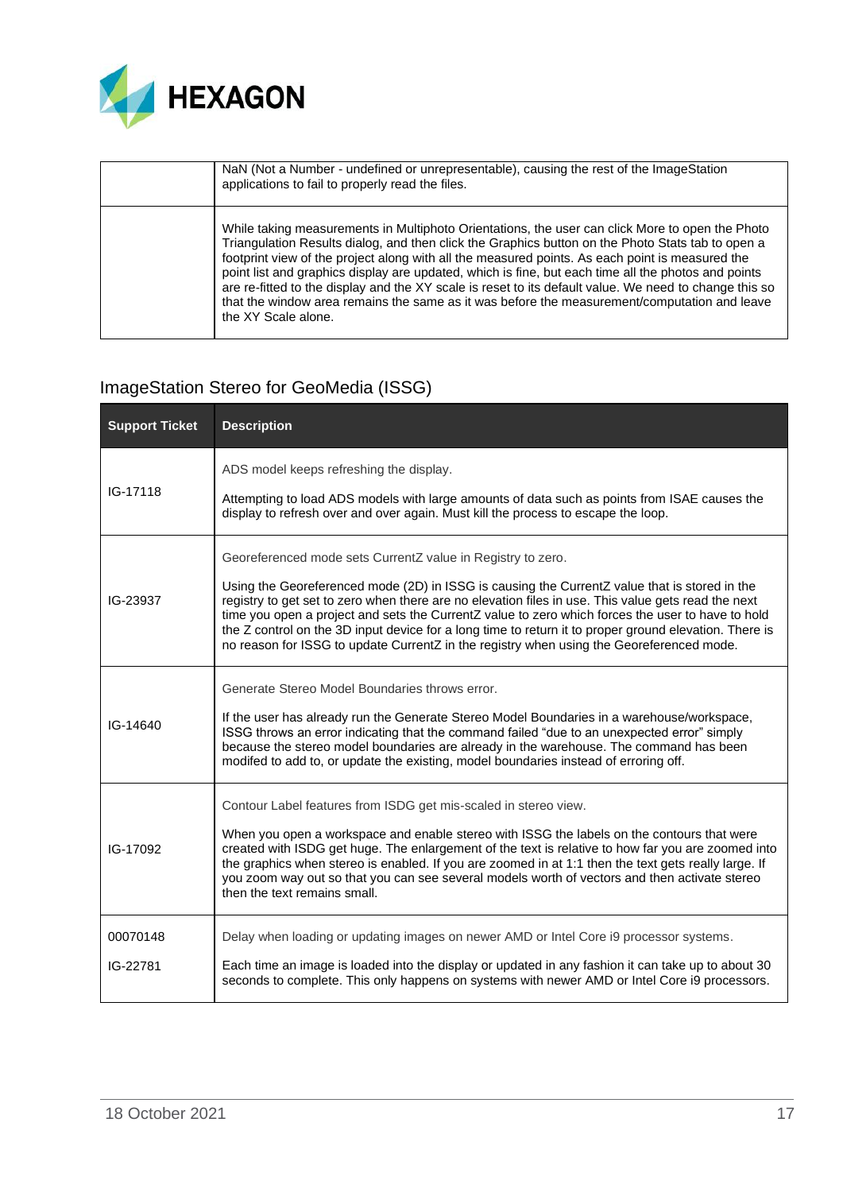| | |
|---|---|
| | NaN (Not a Number - undefined or unrepresentable), causing the rest of the ImageStation applications to fail to properly read the files. |
| | While taking measurements in Multiphoto Orientations, the user can click More to open the Photo Triangulation Results dialog, and then click the Graphics button on the Photo Stats tab to open a footprint view of the project along with all the measured points. As each point is measured the point list and graphics display are updated, which is fine, but each time all the photos and points are re-fitted to the display and the XY scale is reset to its default value. We need to change this so that the window area remains the same as it was before the measurement/computation and leave the XY Scale alone. |

## ImageStation Stereo for GeoMedia (ISSG)

| Support Ticket | Description |
|---|---|
| IG-17118 | ADS model keeps refreshing the display.<br><br>Attempting to load ADS models with large amounts of data such as points from ISAE causes the display to refresh over and over again. Must kill the process to escape the loop. |
| IG-23937 | Georeferenced mode sets CurrentZ value in Registry to zero.<br><br>Using the Georeferenced mode (2D) in ISSG is causing the CurrentZ value that is stored in the registry to get set to zero when there are no elevation files in use. This value gets read the next time you open a project and sets the CurrentZ value to zero which forces the user to have to hold the Z control on the 3D input device for a long time to return it to proper ground elevation. There is no reason for ISSG to update CurrentZ in the registry when using the Georeferenced mode. |
| IG-14640 | Generate Stereo Model Boundaries throws error.<br><br>If the user has already run the Generate Stereo Model Boundaries in a warehouse/workspace, ISSG throws an error indicating that the command failed "due to an unexpected error" simply because the stereo model boundaries are already in the warehouse. The command has been modifed to add to, or update the existing, model boundaries instead of erroring off. |
| IG-17092 | Contour Label features from ISDG get mis-scaled in stereo view.<br><br>When you open a workspace and enable stereo with ISSG the labels on the contours that were created with ISDG get huge. The enlargement of the text is relative to how far you are zoomed into the graphics when stereo is enabled. If you are zoomed in at 1:1 then the text gets really large. If you zoom way out so that you can see several models worth of vectors and then activate stereo then the text remains small. |
| 00070148<br><br>IG-22781 | Delay when loading or updating images on newer AMD or Intel Core i9 processor systems.<br><br>Each time an image is loaded into the display or updated in any fashion it can take up to about 30 seconds to complete. This only happens on systems with newer AMD or Intel Core i9 processors. |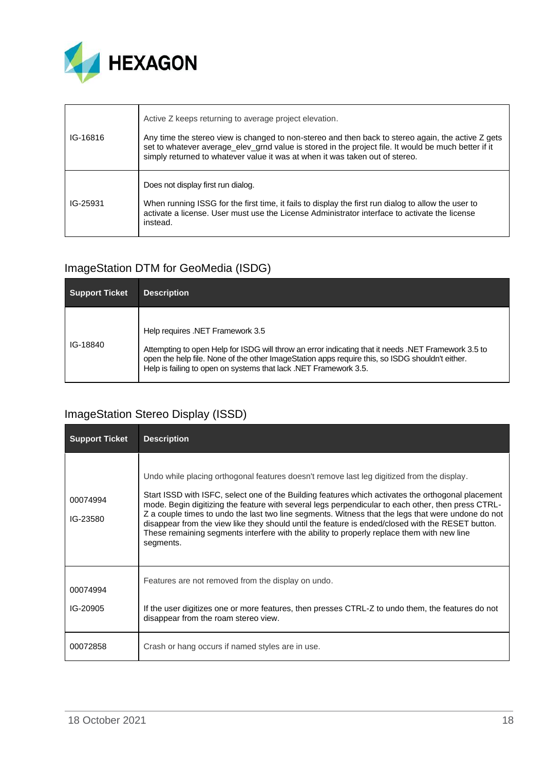| | |
|---|---|
| IG-16816 | Active Z keeps returning to average project elevation.<br><br>Any time the stereo view is changed to non-stereo and then back to stereo again, the active Z gets set to whatever average_elev_grnd value is stored in the project file. It would be much better if it simply returned to whatever value it was at when it was taken out of stereo. |
| IG-25931 | Does not display first run dialog.<br><br>When running ISSG for the first time, it fails to display the first run dialog to allow the user to activate a license. User must use the License Administrator interface to activate the license instead. |

## ImageStation DTM for GeoMedia (ISDG)

| Support Ticket | Description |
|---|---|
| IG-18840 | Help requires .NET Framework 3.5<br><br>Attempting to open Help for ISDG will throw an error indicating that it needs .NET Framework 3.5 to open the help file. None of the other ImageStation apps require this, so ISDG shouldn't either. Help is failing to open on systems that lack .NET Framework 3.5. |

## ImageStation Stereo Display (ISSD)

| Support Ticket | Description |
|---|---|
| 00074994<br><br>IG-23580 | Undo while placing orthogonal features doesn't remove last leg digitized from the display.<br><br>Start ISSD with ISFC, select one of the Building features which activates the orthogonal placement mode. Begin digitizing the feature with several legs perpendicular to each other, then press CTRL-Z a couple times to undo the last two line segments. Witness that the legs that were undone do not disappear from the view like they should until the feature is ended/closed with the RESET button. These remaining segments interfere with the ability to properly replace them with new line segments. |
| 00074994<br><br>IG-20905 | Features are not removed from the display on undo.<br><br>If the user digitizes one or more features, then presses CTRL-Z to undo them, the features do not disappear from the roam stereo view. |
| 00072858 | Crash or hang occurs if named styles are in use. |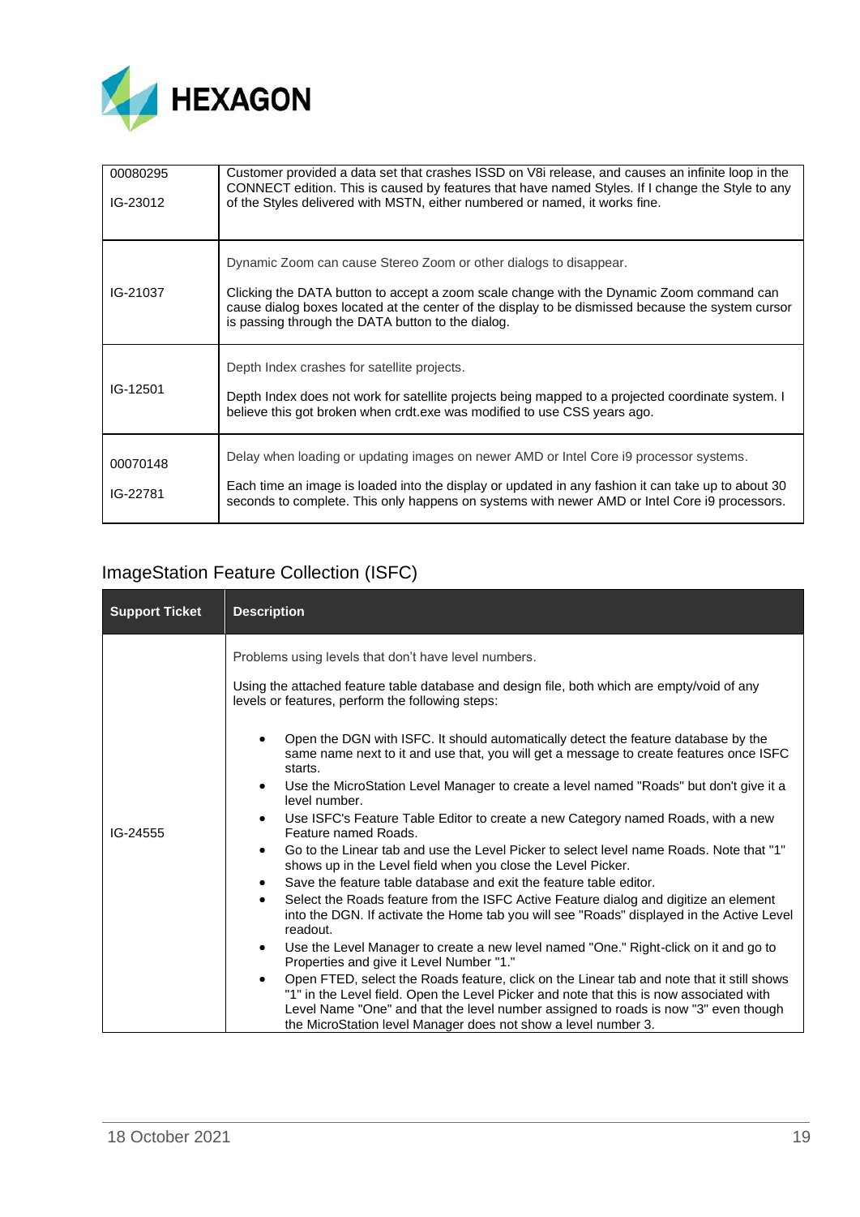| | |
|---|---|
| 00080295<br><br>IG-23012 | Customer provided a data set that crashes ISSD on V8i release, and causes an infinite loop in the CONNECT edition. This is caused by features that have named Styles. If I change the Style to any of the Styles delivered with MSTN, either numbered or named, it works fine. |
| IG-21037 | Dynamic Zoom can cause Stereo Zoom or other dialogs to disappear.<br><br>Clicking the DATA button to accept a zoom scale change with the Dynamic Zoom command can cause dialog boxes located at the center of the display to be dismissed because the system cursor is passing through the DATA button to the dialog. |
| IG-12501 | Depth Index crashes for satellite projects.<br><br>Depth Index does not work for satellite projects being mapped to a projected coordinate system. I believe this got broken when crdt.exe was modified to use CSS years ago. |
| 00070148<br><br>IG-22781 | Delay when loading or updating images on newer AMD or Intel Core i9 processor systems.<br><br>Each time an image is loaded into the display or updated in any fashion it can take up to about 30 seconds to complete. This only happens on systems with newer AMD or Intel Core i9 processors. |

## ImageStation Feature Collection (ISFC)

| Support Ticket | Description |
|---|---|
| IG-24555 | Problems using levels that don't have level numbers.<br><br>Using the attached feature table database and design file, both which are empty/void of any levels or features, perform the following steps:<br><br>• Open the DGN with ISFC. It should automatically detect the feature database by the same name next to it and use that, you will get a message to create features once ISFC starts.<br>• Use the MicroStation Level Manager to create a level named "Roads" but don't give it a level number.<br>• Use ISFC's Feature Table Editor to create a new Category named Roads, with a new Feature named Roads.<br>• Go to the Linear tab and use the Level Picker to select level name Roads. Note that "1" shows up in the Level field when you close the Level Picker.<br>• Save the feature table database and exit the feature table editor.<br>• Select the Roads feature from the ISFC Active Feature dialog and digitize an element into the DGN. If activate the Home tab you will see "Roads" displayed in the Active Level readout.<br>• Use the Level Manager to create a new level named "One." Right-click on it and go to Properties and give it Level Number "1."<br>• Open FTED, select the Roads feature, click on the Linear tab and note that it still shows "1" in the Level field. Open the Level Picker and note that this is now associated with Level Name "One" and that the level number assigned to roads is now "3" even though the MicroStation level Manager does not show a level number 3. |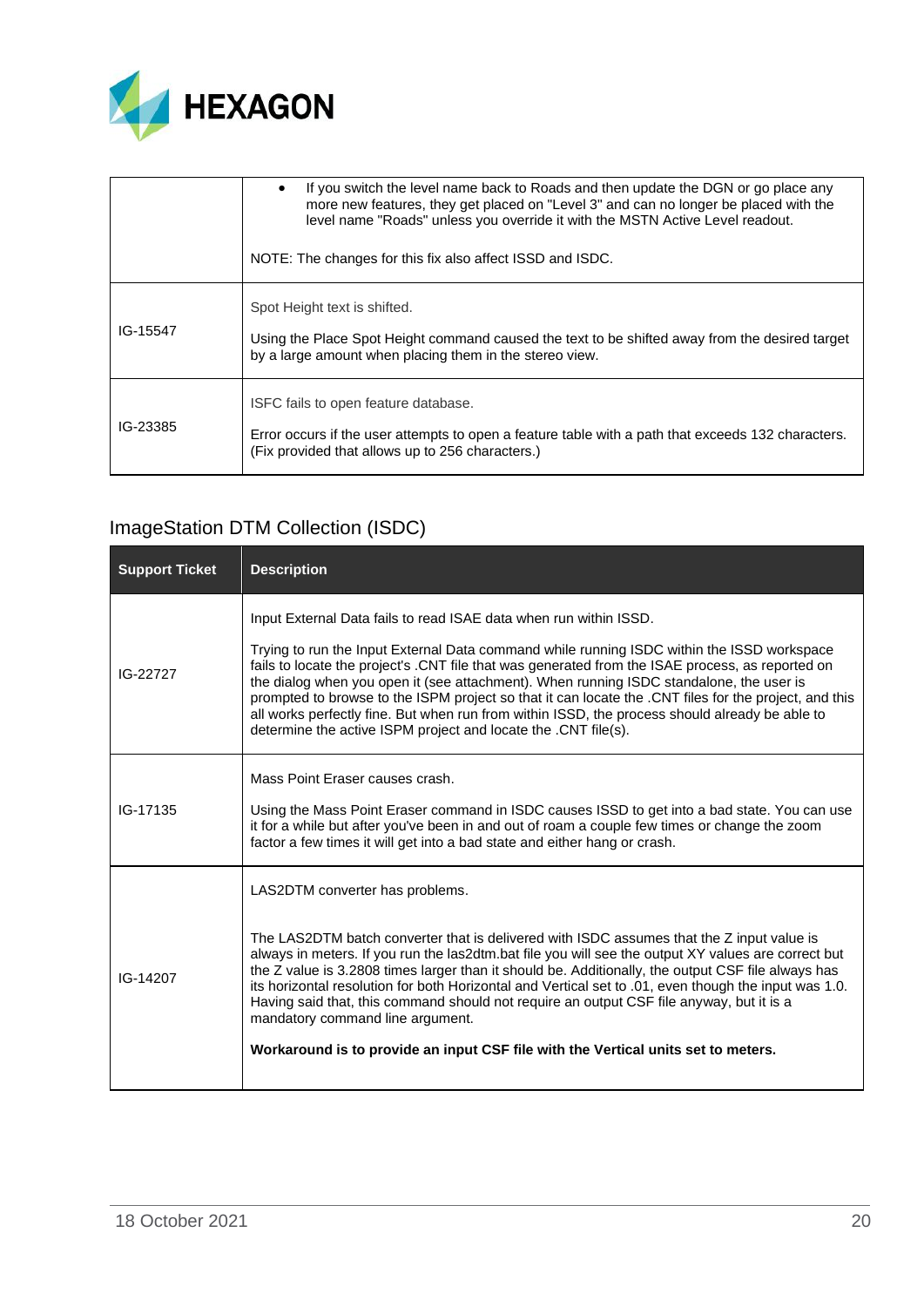| | |
|---|---|
| | • If you switch the level name back to Roads and then update the DGN or go place any more new features, they get placed on "Level 3" and can no longer be placed with the level name "Roads" unless you override it with the MSTN Active Level readout.<br><br>NOTE: The changes for this fix also affect ISSD and ISDC. |
| IG-15547 | Spot Height text is shifted.<br><br>Using the Place Spot Height command caused the text to be shifted away from the desired target by a large amount when placing them in the stereo view. |
| IG-23385 | ISFC fails to open feature database.<br><br>Error occurs if the user attempts to open a feature table with a path that exceeds 132 characters. (Fix provided that allows up to 256 characters.) |

## ImageStation DTM Collection (ISDC)

| Support Ticket | Description |
|---|---|
| IG-22727 | Input External Data fails to read ISAE data when run within ISSD.<br><br>Trying to run the Input External Data command while running ISDC within the ISSD workspace fails to locate the project's .CNT file that was generated from the ISAE process, as reported on the dialog when you open it (see attachment). When running ISDC standalone, the user is prompted to browse to the ISPM project so that it can locate the .CNT files for the project, and this all works perfectly fine. But when run from within ISSD, the process should already be able to determine the active ISPM project and locate the .CNT file(s). |
| IG-17135 | Mass Point Eraser causes crash.<br><br>Using the Mass Point Eraser command in ISDC causes ISSD to get into a bad state. You can use it for a while but after you've been in and out of roam a couple few times or change the zoom factor a few times it will get into a bad state and either hang or crash. |
| IG-14207 | LAS2DTM converter has problems.<br><br>The LAS2DTM batch converter that is delivered with ISDC assumes that the Z input value is always in meters. If you run the las2dtm.bat file you will see the output XY values are correct but the Z value is 3.2808 times larger than it should be. Additionally, the output CSF file always has its horizontal resolution for both Horizontal and Vertical set to .01, even though the input was 1.0. Having said that, this command should not require an output CSF file anyway, but it is a mandatory command line argument.<br><br>**Workaround is to provide an input CSF file with the Vertical units set to meters.** |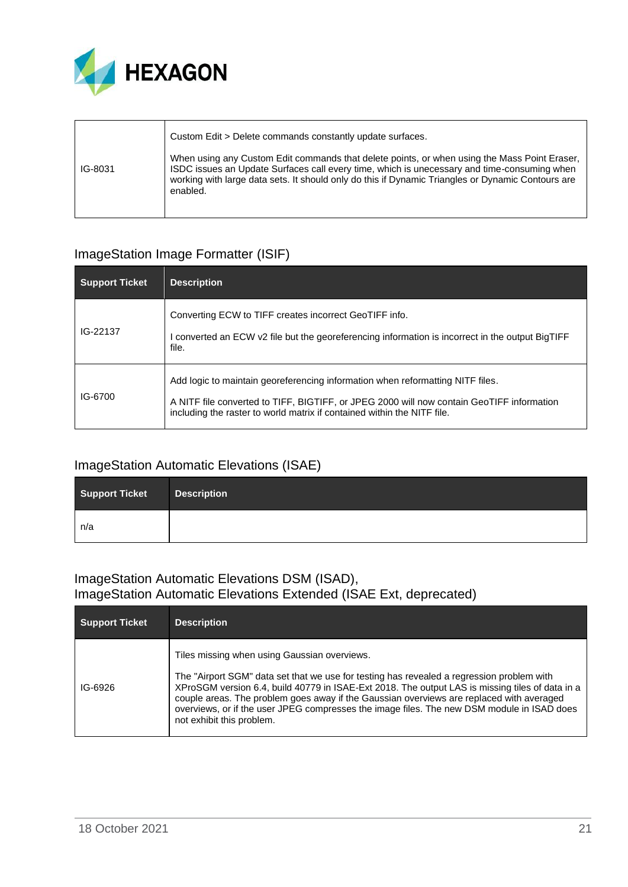| | |
|---|---|
| IG-8031 | Custom Edit > Delete commands constantly update surfaces.<br><br>When using any Custom Edit commands that delete points, or when using the Mass Point Eraser, ISDC issues an Update Surfaces call every time, which is unecessary and time-consuming when working with large data sets. It should only do this if Dynamic Triangles or Dynamic Contours are enabled. |

## ImageStation Image Formatter (ISIF)

| Support Ticket | Description |
|---|---|
| IG-22137 | Converting ECW to TIFF creates incorrect GeoTIFF info.<br><br>I converted an ECW v2 file but the georeferencing information is incorrect in the output BigTIFF file. |
| IG-6700 | Add logic to maintain georeferencing information when reformatting NITF files.<br><br>A NITF file converted to TIFF, BIGTIFF, or JPEG 2000 will now contain GeoTIFF information including the raster to world matrix if contained within the NITF file. |

## ImageStation Automatic Elevations (ISAE)

| Support Ticket | Description |
|---|---|
| n/a | |

## ImageStation Automatic Elevations DSM (ISAD), ImageStation Automatic Elevations Extended (ISAE Ext, deprecated)

| Support Ticket | Description |
|---|---|
| IG-6926 | Tiles missing when using Gaussian overviews.<br><br>The "Airport SGM" data set that we use for testing has revealed a regression problem with XProSGM version 6.4, build 40779 in ISAE-Ext 2018. The output LAS is missing tiles of data in a couple areas. The problem goes away if the Gaussian overviews are replaced with averaged overviews, or if the user JPEG compresses the image files. The new DSM module in ISAD does not exhibit this problem. |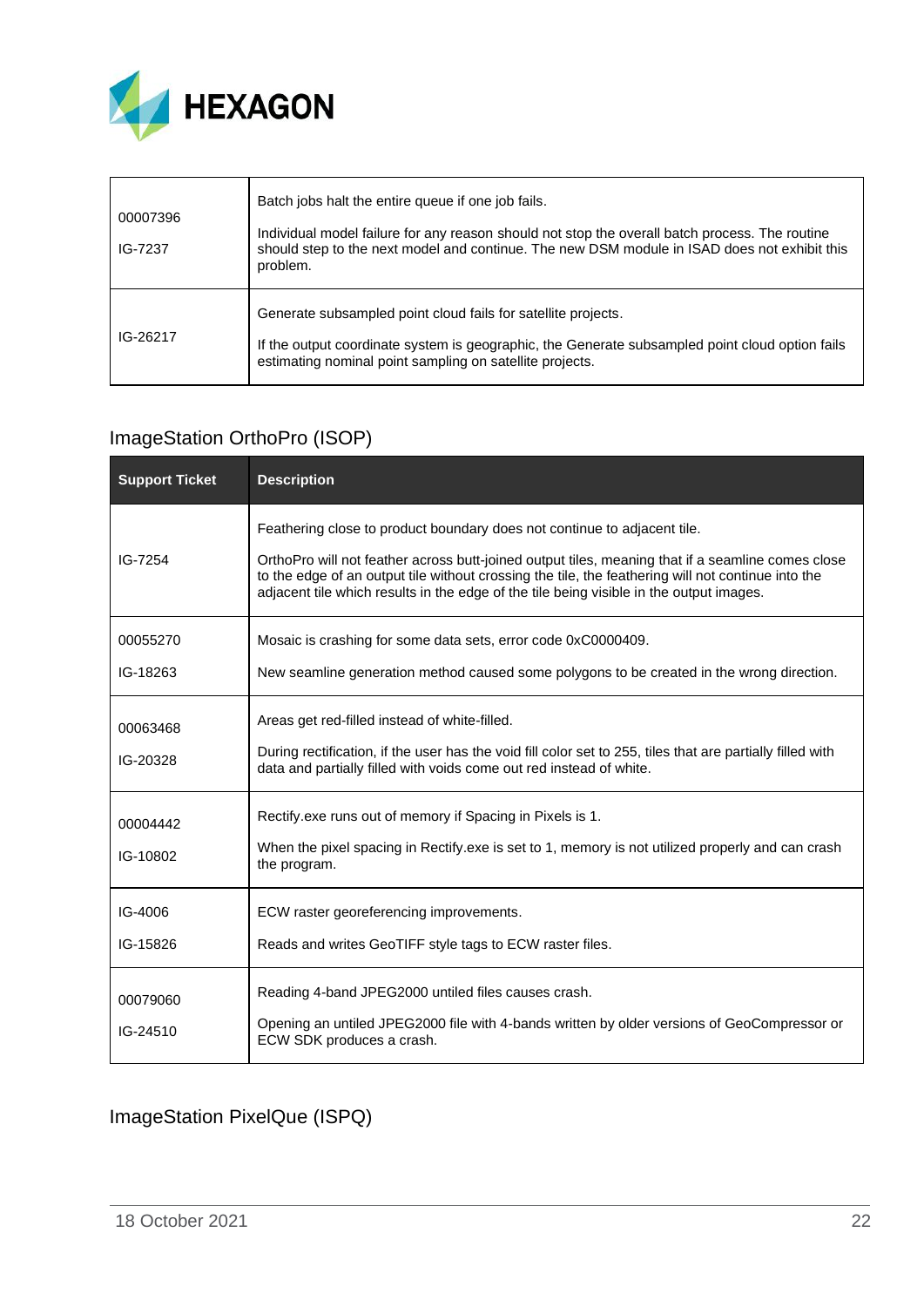| | |
|---|---|
| 00007396<br>IG-7237 | Batch jobs halt the entire queue if one job fails.<br><br>Individual model failure for any reason should not stop the overall batch process. The routine should step to the next model and continue. The new DSM module in ISAD does not exhibit this problem. |
| IG-26217 | Generate subsampled point cloud fails for satellite projects.<br><br>If the output coordinate system is geographic, the Generate subsampled point cloud option fails estimating nominal point sampling on satellite projects. |

## ImageStation OrthoPro (ISOP)

| Support Ticket | Description |
|---|---|
| IG-7254 | Feathering close to product boundary does not continue to adjacent tile.<br><br>OrthoPro will not feather across butt-joined output tiles, meaning that if a seamline comes close to the edge of an output tile without crossing the tile, the feathering will not continue into the adjacent tile which results in the edge of the tile being visible in the output images. |
| 00055270<br>IG-18263 | Mosaic is crashing for some data sets, error code 0xC0000409.<br><br>New seamline generation method caused some polygons to be created in the wrong direction. |
| 00063468<br>IG-20328 | Areas get red-filled instead of white-filled.<br><br>During rectification, if the user has the void fill color set to 255, tiles that are partially filled with data and partially filled with voids come out red instead of white. |
| 00004442<br>IG-10802 | Rectify.exe runs out of memory if Spacing in Pixels is 1.<br><br>When the pixel spacing in Rectify.exe is set to 1, memory is not utilized properly and can crash the program. |
| IG-4006<br>IG-15826 | ECW raster georeferencing improvements.<br><br>Reads and writes GeoTIFF style tags to ECW raster files. |
| 00079060<br>IG-24510 | Reading 4-band JPEG2000 untiled files causes crash.<br><br>Opening an untiled JPEG2000 file with 4-bands written by older versions of GeoCompressor or ECW SDK produces a crash. |

## ImageStation PixelQue (ISPQ)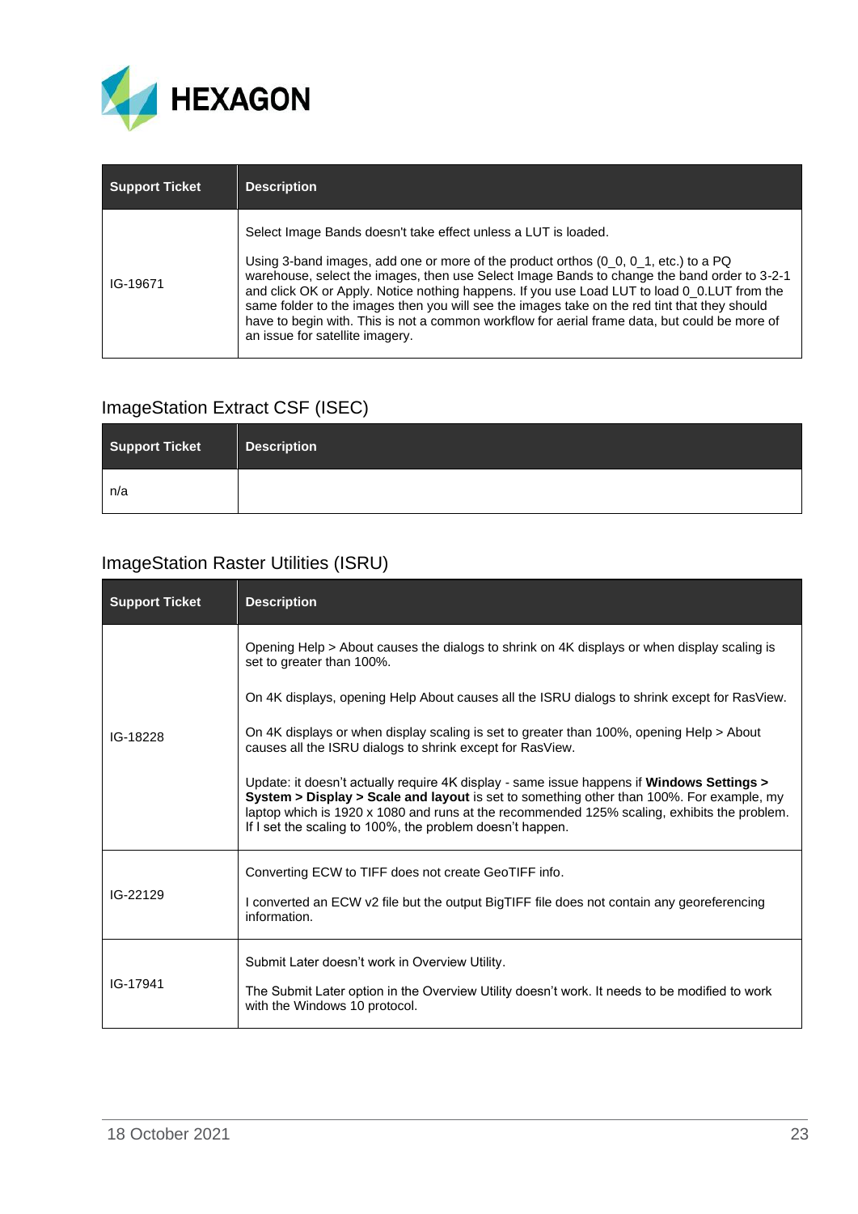| Support Ticket | Description |
|---|---|
| IG-19671 | Select Image Bands doesn't take effect unless a LUT is loaded.<br><br>Using 3-band images, add one or more of the product orthos (0_0, 0_1, etc.) to a PQ warehouse, select the images, then use Select Image Bands to change the band order to 3-2-1 and click OK or Apply. Notice nothing happens. If you use Load LUT to load 0_0.LUT from the same folder to the images then you will see the images take on the red tint that they should have to begin with. This is not a common workflow for aerial frame data, but could be more of an issue for satellite imagery. |

## ImageStation Extract CSF (ISEC)

| Support Ticket | Description |
|---|---|
| n/a | |

## ImageStation Raster Utilities (ISRU)

| Support Ticket | Description |
|---|---|
| IG-18228 | Opening Help > About causes the dialogs to shrink on 4K displays or when display scaling is set to greater than 100%.<br><br>On 4K displays, opening Help About causes all the ISRU dialogs to shrink except for RasView.<br><br>On 4K displays or when display scaling is set to greater than 100%, opening Help > About causes all the ISRU dialogs to shrink except for RasView.<br><br>Update: it doesn't actually require 4K display - same issue happens if **Windows Settings > System > Display > Scale and layout** is set to something other than 100%. For example, my laptop which is 1920 x 1080 and runs at the recommended 125% scaling, exhibits the problem. If I set the scaling to 100%, the problem doesn't happen. |
| IG-22129 | Converting ECW to TIFF does not create GeoTIFF info.<br><br>I converted an ECW v2 file but the output BigTIFF file does not contain any georeferencing information. |
| IG-17941 | Submit Later doesn't work in Overview Utility.<br><br>The Submit Later option in the Overview Utility doesn't work. It needs to be modified to work with the Windows 10 protocol. |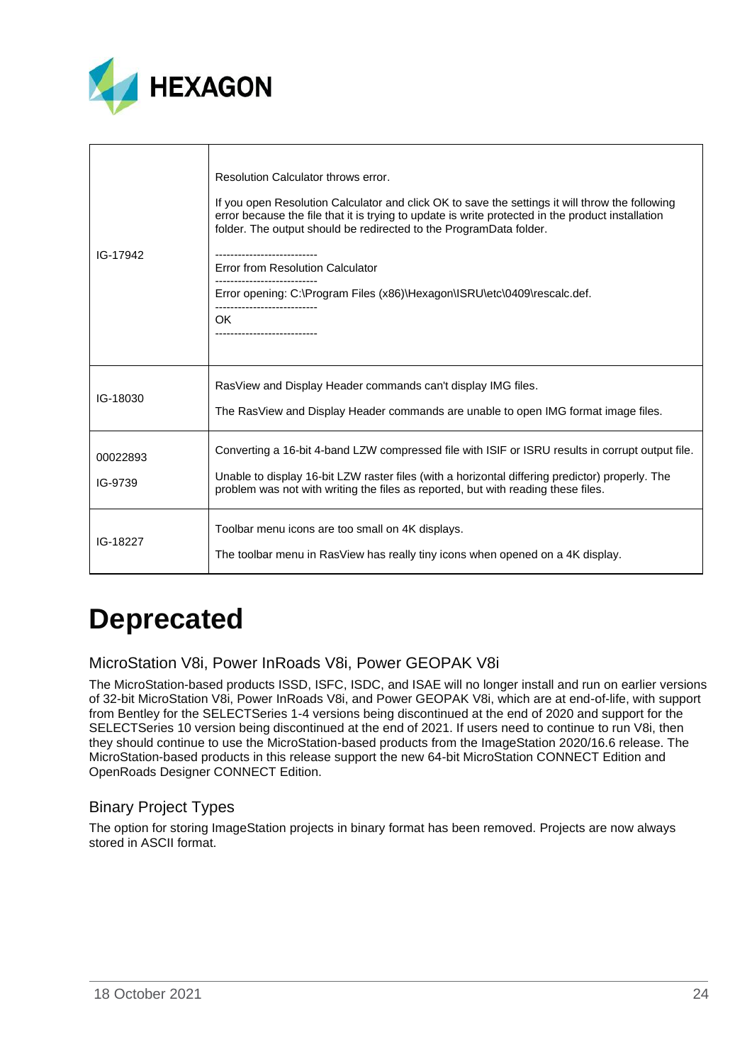| | |
|---|---|
| IG-17942 | Resolution Calculator throws error.<br><br>If you open Resolution Calculator and click OK to save the settings it will throw the following error because the file that it is trying to update is write protected in the product installation folder. The output should be redirected to the ProgramData folder.<br><br>---------------------------<br>Error from Resolution Calculator<br>---------------------------<br>Error opening: C:\Program Files (x86)\Hexagon\ISRU\etc\0409\rescalc.def.<br>---------------------------<br>OK<br>--------------------------- |
| IG-18030 | RasView and Display Header commands can't display IMG files.<br><br>The RasView and Display Header commands are unable to open IMG format image files. |
| 00022893<br><br>IG-9739 | Converting a 16-bit 4-band LZW compressed file with ISIF or ISRU results in corrupt output file.<br><br>Unable to display 16-bit LZW raster files (with a horizontal differing predictor) properly. The problem was not with writing the files as reported, but with reading these files. |
| IG-18227 | Toolbar menu icons are too small on 4K displays.<br><br>The toolbar menu in RasView has really tiny icons when opened on a 4K display. |

# Deprecated

## MicroStation V8i, Power InRoads V8i, Power GEOPAK V8i

The MicroStation-based products ISSD, ISFC, ISDC, and ISAE will no longer install and run on earlier versions of 32-bit MicroStation V8i, Power InRoads V8i, and Power GEOPAK V8i, which are at end-of-life, with support from Bentley for the SELECTSeries 1-4 versions being discontinued at the end of 2020 and support for the SELECTSeries 10 version being discontinued at the end of 2021. If users need to continue to run V8i, then they should continue to use the MicroStation-based products from the ImageStation 2020/16.6 release. The MicroStation-based products in this release support the new 64-bit MicroStation CONNECT Edition and OpenRoads Designer CONNECT Edition.

## Binary Project Types

The option for storing ImageStation projects in binary format has been removed. Projects are now always stored in ASCII format.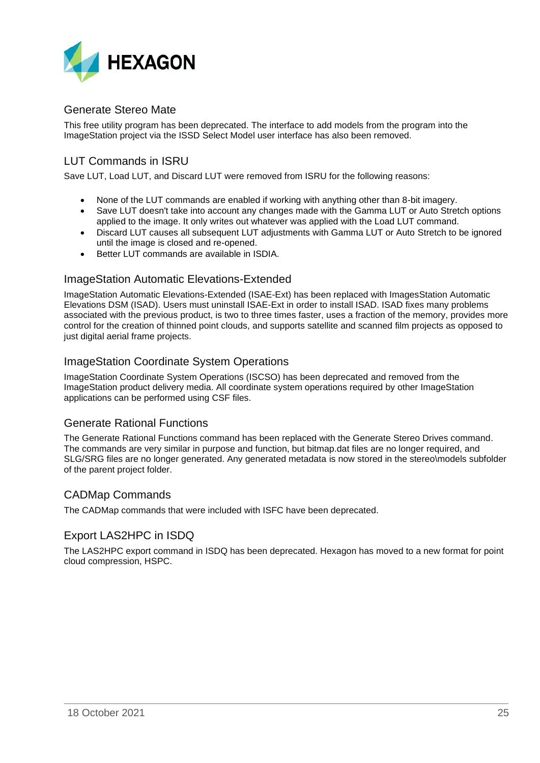## Generate Stereo Mate

This free utility program has been deprecated. The interface to add models from the program into the ImageStation project via the ISSD Select Model user interface has also been removed.

## LUT Commands in ISRU

Save LUT, Load LUT, and Discard LUT were removed from ISRU for the following reasons:

- None of the LUT commands are enabled if working with anything other than 8-bit imagery.
- Save LUT doesn't take into account any changes made with the Gamma LUT or Auto Stretch options applied to the image. It only writes out whatever was applied with the Load LUT command.
- Discard LUT causes all subsequent LUT adjustments with Gamma LUT or Auto Stretch to be ignored until the image is closed and re-opened.
- Better LUT commands are available in ISDIA.

## ImageStation Automatic Elevations-Extended

ImageStation Automatic Elevations-Extended (ISAE-Ext) has been replaced with ImagesStation Automatic Elevations DSM (ISAD). Users must uninstall ISAE-Ext in order to install ISAD. ISAD fixes many problems associated with the previous product, is two to three times faster, uses a fraction of the memory, provides more control for the creation of thinned point clouds, and supports satellite and scanned film projects as opposed to just digital aerial frame projects.

## ImageStation Coordinate System Operations

ImageStation Coordinate System Operations (ISCSO) has been deprecated and removed from the ImageStation product delivery media. All coordinate system operations required by other ImageStation applications can be performed using CSF files.

## Generate Rational Functions

The Generate Rational Functions command has been replaced with the Generate Stereo Drives command. The commands are very similar in purpose and function, but bitmap.dat files are no longer required, and SLG/SRG files are no longer generated. Any generated metadata is now stored in the stereo\models subfolder of the parent project folder.

## CADMap Commands

The CADMap commands that were included with ISFC have been deprecated.

## Export LAS2HPC in ISDQ

The LAS2HPC export command in ISDQ has been deprecated. Hexagon has moved to a new format for point cloud compression, HSPC.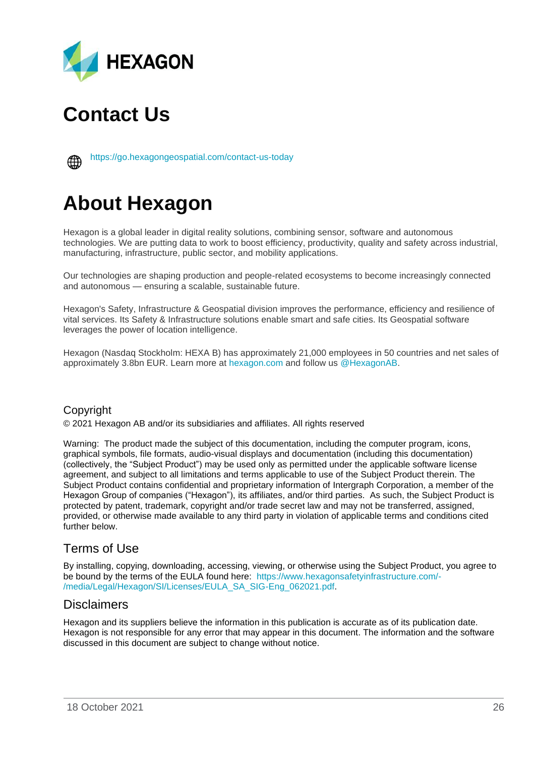# Contact Us

https://go.hexagongeospatial.com/contact-us-today

# About Hexagon

Hexagon is a global leader in digital reality solutions, combining sensor, software and autonomous technologies. We are putting data to work to boost efficiency, productivity, quality and safety across industrial, manufacturing, infrastructure, public sector, and mobility applications.

Our technologies are shaping production and people-related ecosystems to become increasingly connected and autonomous — ensuring a scalable, sustainable future.

Hexagon's Safety, Infrastructure & Geospatial division improves the performance, efficiency and resilience of vital services. Its Safety & Infrastructure solutions enable smart and safe cities. Its Geospatial software leverages the power of location intelligence.

Hexagon (Nasdaq Stockholm: HEXA B) has approximately 21,000 employees in 50 countries and net sales of approximately 3.8bn EUR. Learn more at hexagon.com and follow us @HexagonAB.

## Copyright

© 2021 Hexagon AB and/or its subsidiaries and affiliates. All rights reserved

Warning: The product made the subject of this documentation, including the computer program, icons, graphical symbols, file formats, audio-visual displays and documentation (including this documentation) (collectively, the "Subject Product") may be used only as permitted under the applicable software license agreement, and subject to all limitations and terms applicable to use of the Subject Product therein. The Subject Product contains confidential and proprietary information of Intergraph Corporation, a member of the Hexagon Group of companies ("Hexagon"), its affiliates, and/or third parties. As such, the Subject Product is protected by patent, trademark, copyright and/or trade secret law and may not be transferred, assigned, provided, or otherwise made available to any third party in violation of applicable terms and conditions cited further below.

## Terms of Use

By installing, copying, downloading, accessing, viewing, or otherwise using the Subject Product, you agree to be bound by the terms of the EULA found here: https://www.hexagonsafetyinfrastructure.com/-/media/Legal/Hexagon/SI/Licenses/EULA_SA_SIG-Eng_062021.pdf.

## Disclaimers

Hexagon and its suppliers believe the information in this publication is accurate as of its publication date. Hexagon is not responsible for any error that may appear in this document. The information and the software discussed in this document are subject to change without notice.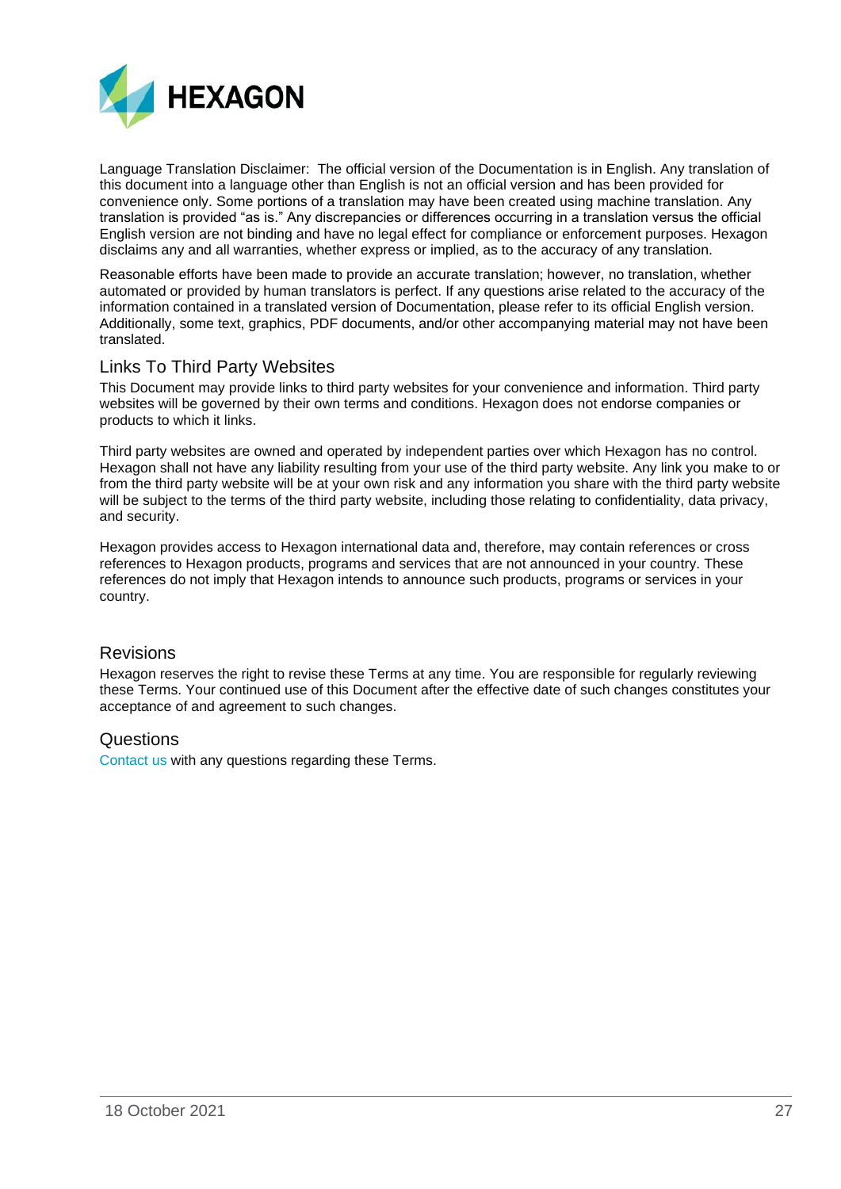Language Translation Disclaimer: The official version of the Documentation is in English. Any translation of this document into a language other than English is not an official version and has been provided for convenience only. Some portions of a translation may have been created using machine translation. Any translation is provided "as is." Any discrepancies or differences occurring in a translation versus the official English version are not binding and have no legal effect for compliance or enforcement purposes. Hexagon disclaims any and all warranties, whether express or implied, as to the accuracy of any translation.

Reasonable efforts have been made to provide an accurate translation; however, no translation, whether automated or provided by human translators is perfect. If any questions arise related to the accuracy of the information contained in a translated version of Documentation, please refer to its official English version. Additionally, some text, graphics, PDF documents, and/or other accompanying material may not have been translated.

## Links To Third Party Websites

This Document may provide links to third party websites for your convenience and information. Third party websites will be governed by their own terms and conditions. Hexagon does not endorse companies or products to which it links.

Third party websites are owned and operated by independent parties over which Hexagon has no control. Hexagon shall not have any liability resulting from your use of the third party website. Any link you make to or from the third party website will be at your own risk and any information you share with the third party website will be subject to the terms of the third party website, including those relating to confidentiality, data privacy, and security.

Hexagon provides access to Hexagon international data and, therefore, may contain references or cross references to Hexagon products, programs and services that are not announced in your country. These references do not imply that Hexagon intends to announce such products, programs or services in your country.

## Revisions

Hexagon reserves the right to revise these Terms at any time. You are responsible for regularly reviewing these Terms. Your continued use of this Document after the effective date of such changes constitutes your acceptance of and agreement to such changes.

## Questions

Contact us with any questions regarding these Terms.